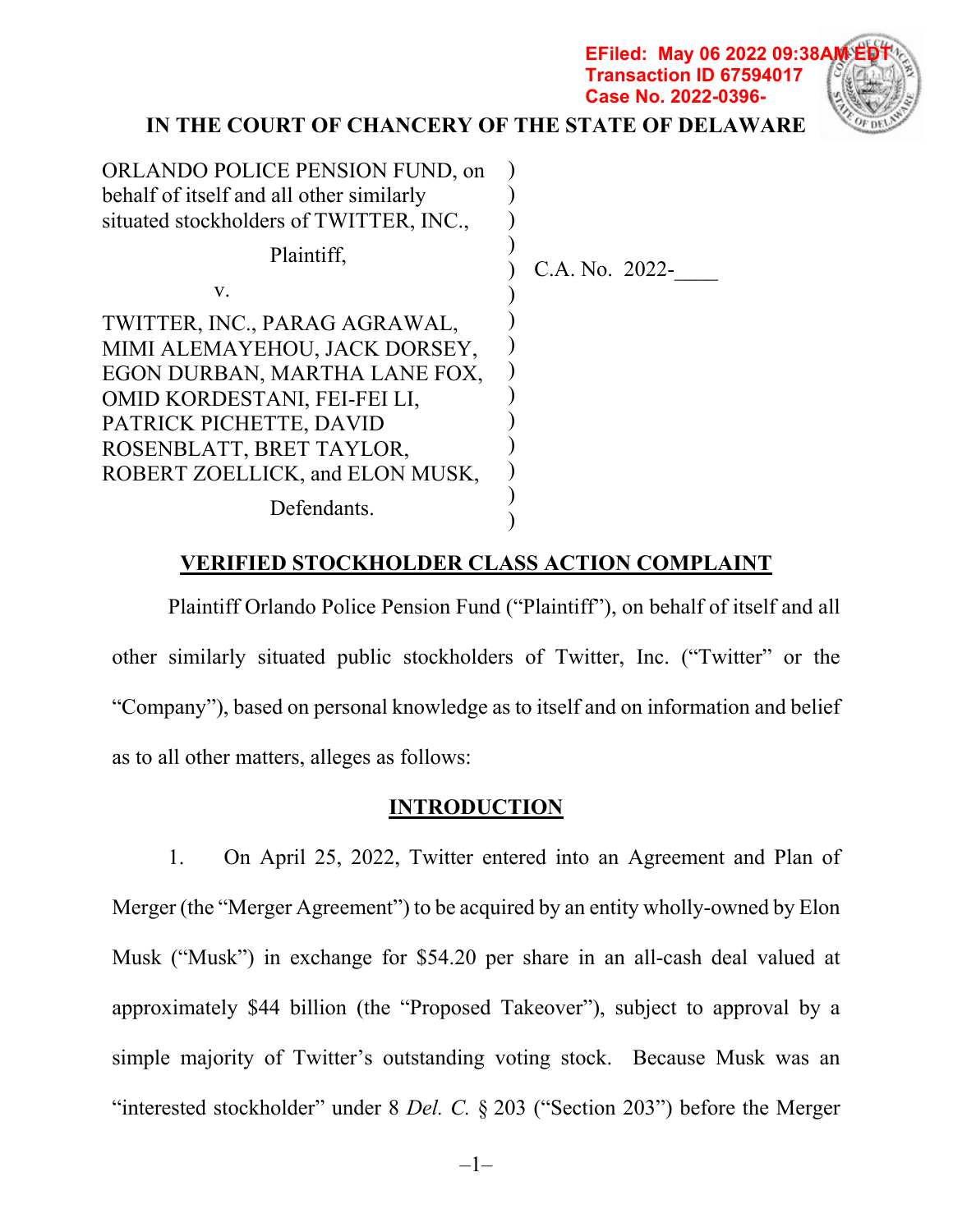EFiled: May 06 2022 09:38AM EDT
Transaction ID 67594017
Case No. 2022-0396-

# IN THE COURT OF CHANCERY OF THE STATE OF DELAWARE

ORLANDO POLICE PENSION FUND, on behalf of itself and all other similarly situated stockholders of TWITTER, INC.,

Plaintiff,

v.

TWITTER, INC., PARAG AGRAWAL, MIMI ALEMAYEHOU, JACK DORSEY, EGON DURBAN, MARTHA LANE FOX, OMID KORDESTANI, FEI-FEI LI, PATRICK PICHETTE, DAVID ROSENBLATT, BRET TAYLOR, ROBERT ZOELLICK, and ELON MUSK,

Defendants.

C.A. No. 2022-\_\_\_\_

## VERIFIED STOCKHOLDER CLASS ACTION COMPLAINT

Plaintiff Orlando Police Pension Fund ("Plaintiff"), on behalf of itself and all other similarly situated public stockholders of Twitter, Inc. ("Twitter" or the "Company"), based on personal knowledge as to itself and on information and belief as to all other matters, alleges as follows:

## INTRODUCTION

1. On April 25, 2022, Twitter entered into an Agreement and Plan of Merger (the "Merger Agreement") to be acquired by an entity wholly-owned by Elon Musk ("Musk") in exchange for $54.20 per share in an all-cash deal valued at approximately $44 billion (the "Proposed Takeover"), subject to approval by a simple majority of Twitter's outstanding voting stock. Because Musk was an "interested stockholder" under 8 *Del. C.* § 203 ("Section 203") before the Merger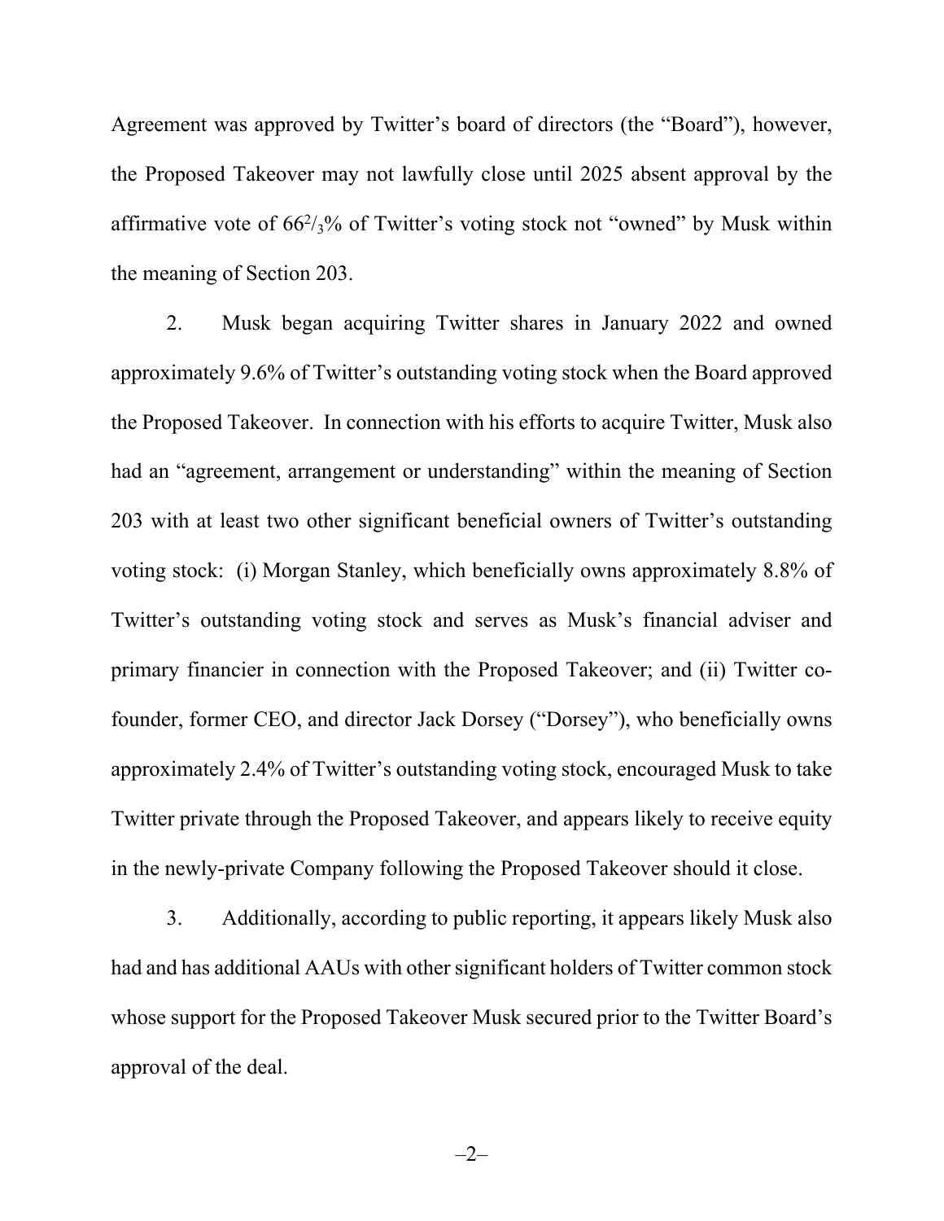Agreement was approved by Twitter's board of directors (the "Board"), however, the Proposed Takeover may not lawfully close until 2025 absent approval by the affirmative vote of $66^2/_3\%$ of Twitter's voting stock not "owned" by Musk within the meaning of Section 203.

2. Musk began acquiring Twitter shares in January 2022 and owned approximately 9.6% of Twitter's outstanding voting stock when the Board approved the Proposed Takeover. In connection with his efforts to acquire Twitter, Musk also had an "agreement, arrangement or understanding" within the meaning of Section 203 with at least two other significant beneficial owners of Twitter's outstanding voting stock: (i) Morgan Stanley, which beneficially owns approximately 8.8% of Twitter's outstanding voting stock and serves as Musk's financial adviser and primary financier in connection with the Proposed Takeover; and (ii) Twitter co-founder, former CEO, and director Jack Dorsey ("Dorsey"), who beneficially owns approximately 2.4% of Twitter's outstanding voting stock, encouraged Musk to take Twitter private through the Proposed Takeover, and appears likely to receive equity in the newly-private Company following the Proposed Takeover should it close.

3. Additionally, according to public reporting, it appears likely Musk also had and has additional AAUs with other significant holders of Twitter common stock whose support for the Proposed Takeover Musk secured prior to the Twitter Board's approval of the deal.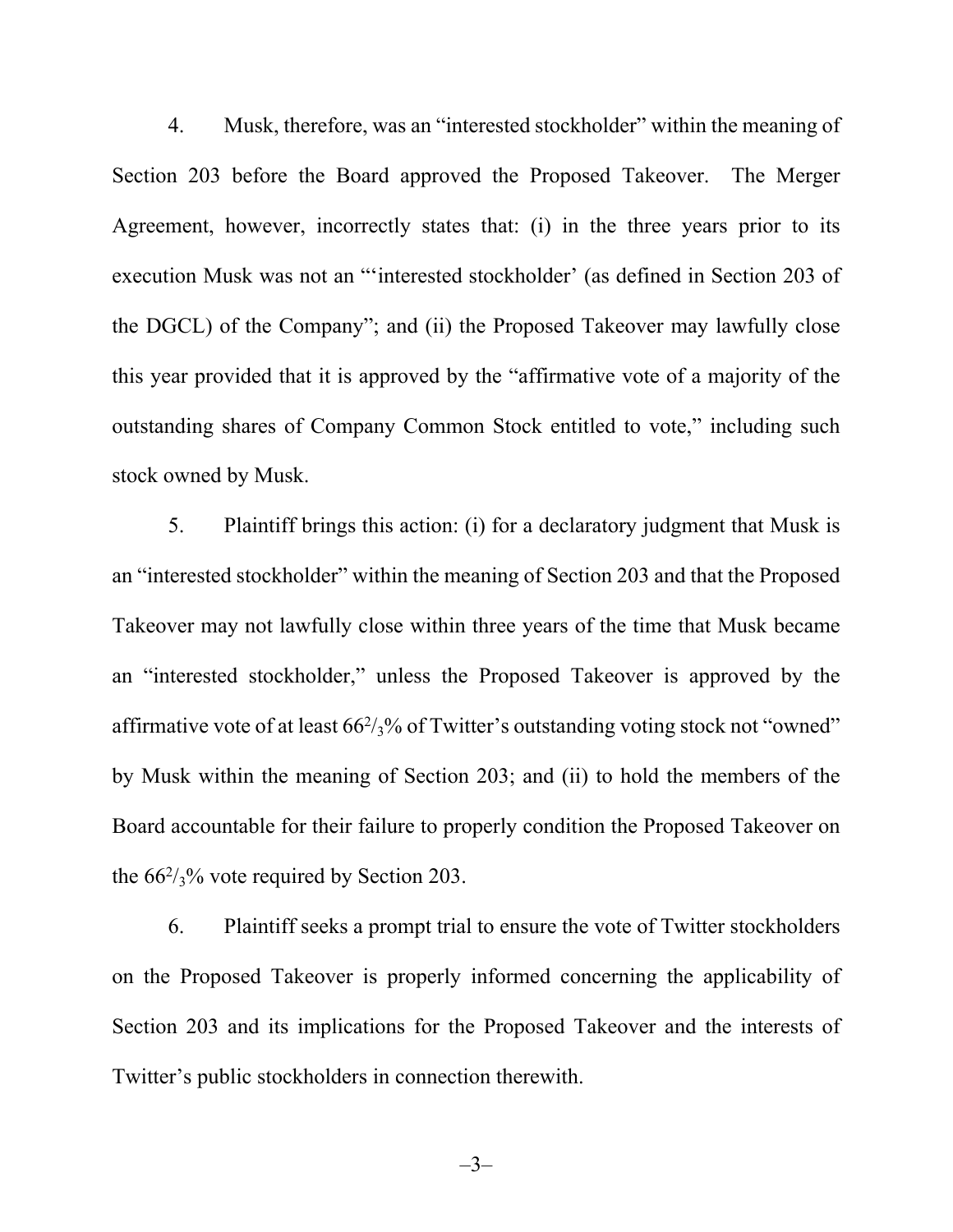4. Musk, therefore, was an "interested stockholder" within the meaning of Section 203 before the Board approved the Proposed Takeover. The Merger Agreement, however, incorrectly states that: (i) in the three years prior to its execution Musk was not an "'interested stockholder' (as defined in Section 203 of the DGCL) of the Company"; and (ii) the Proposed Takeover may lawfully close this year provided that it is approved by the "affirmative vote of a majority of the outstanding shares of Company Common Stock entitled to vote," including such stock owned by Musk.

5. Plaintiff brings this action: (i) for a declaratory judgment that Musk is an "interested stockholder" within the meaning of Section 203 and that the Proposed Takeover may not lawfully close within three years of the time that Musk became an "interested stockholder," unless the Proposed Takeover is approved by the affirmative vote of at least $66^{2}/_{3}$% of Twitter's outstanding voting stock not "owned" by Musk within the meaning of Section 203; and (ii) to hold the members of the Board accountable for their failure to properly condition the Proposed Takeover on the $66^{2}/_{3}$% vote required by Section 203.

6. Plaintiff seeks a prompt trial to ensure the vote of Twitter stockholders on the Proposed Takeover is properly informed concerning the applicability of Section 203 and its implications for the Proposed Takeover and the interests of Twitter's public stockholders in connection therewith.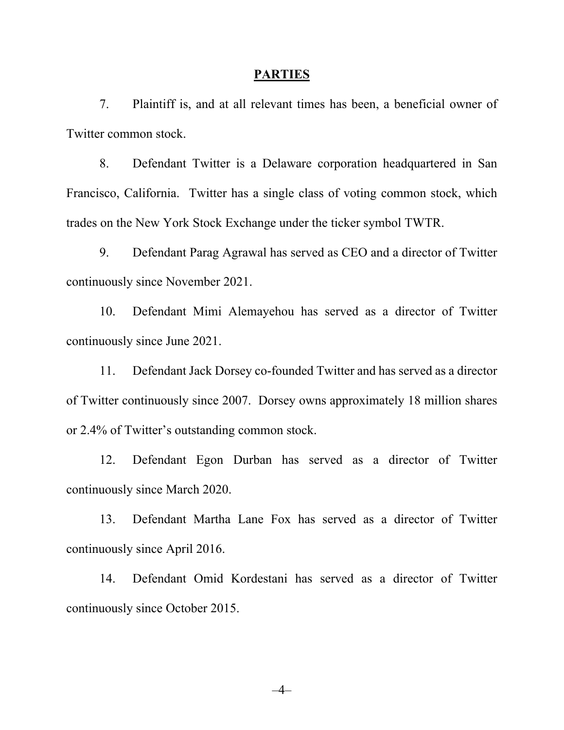## PARTIES

7. Plaintiff is, and at all relevant times has been, a beneficial owner of Twitter common stock.

8. Defendant Twitter is a Delaware corporation headquartered in San Francisco, California. Twitter has a single class of voting common stock, which trades on the New York Stock Exchange under the ticker symbol TWTR.

9. Defendant Parag Agrawal has served as CEO and a director of Twitter continuously since November 2021.

10. Defendant Mimi Alemayehou has served as a director of Twitter continuously since June 2021.

11. Defendant Jack Dorsey co-founded Twitter and has served as a director of Twitter continuously since 2007. Dorsey owns approximately 18 million shares or 2.4% of Twitter's outstanding common stock.

12. Defendant Egon Durban has served as a director of Twitter continuously since March 2020.

13. Defendant Martha Lane Fox has served as a director of Twitter continuously since April 2016.

14. Defendant Omid Kordestani has served as a director of Twitter continuously since October 2015.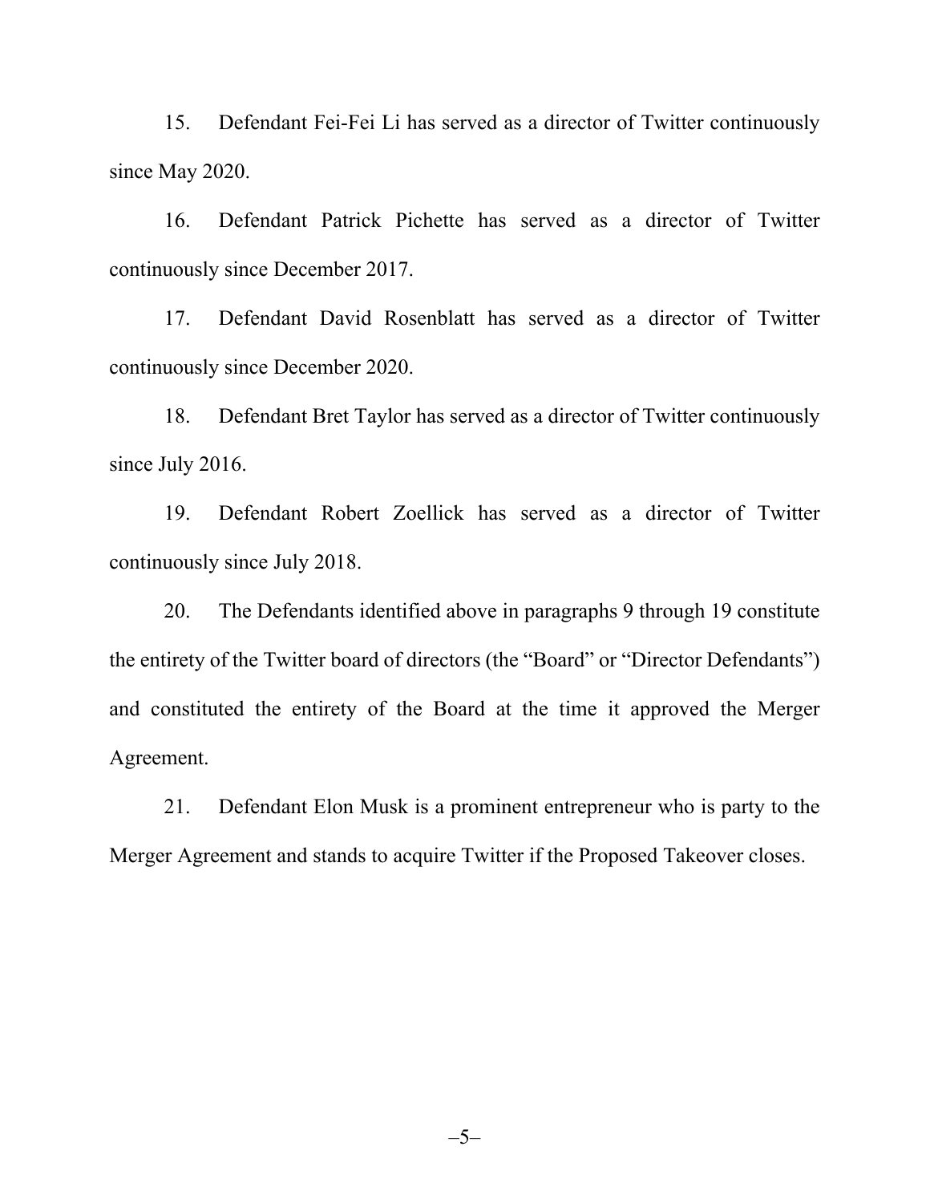15. Defendant Fei-Fei Li has served as a director of Twitter continuously since May 2020.

16. Defendant Patrick Pichette has served as a director of Twitter continuously since December 2017.

17. Defendant David Rosenblatt has served as a director of Twitter continuously since December 2020.

18. Defendant Bret Taylor has served as a director of Twitter continuously since July 2016.

19. Defendant Robert Zoellick has served as a director of Twitter continuously since July 2018.

20. The Defendants identified above in paragraphs 9 through 19 constitute the entirety of the Twitter board of directors (the "Board" or "Director Defendants") and constituted the entirety of the Board at the time it approved the Merger Agreement.

21. Defendant Elon Musk is a prominent entrepreneur who is party to the Merger Agreement and stands to acquire Twitter if the Proposed Takeover closes.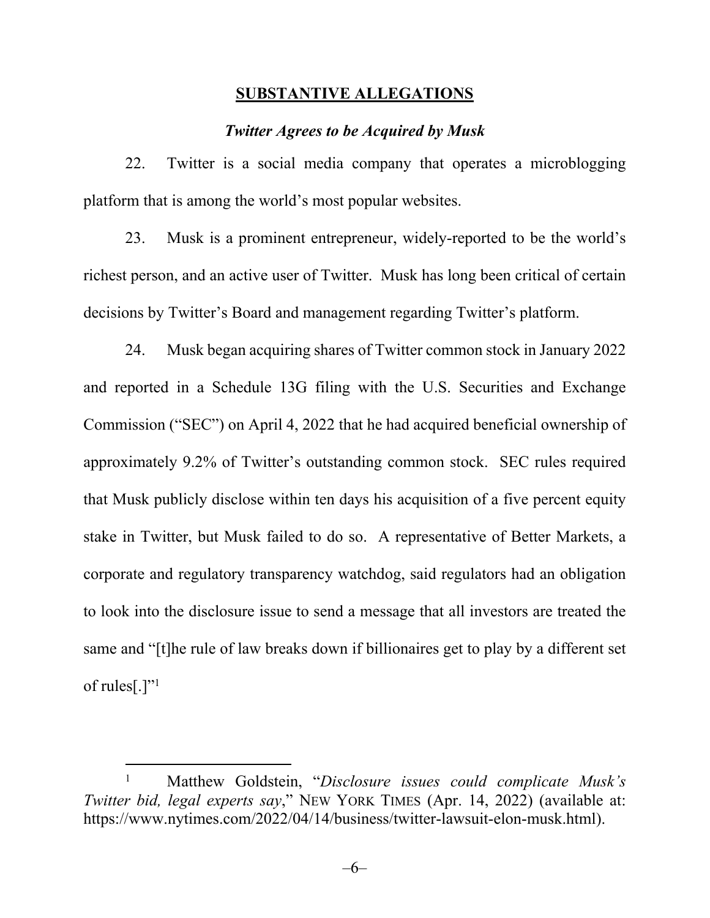## SUBSTANTIVE ALLEGATIONS

### *Twitter Agrees to be Acquired by Musk*

22. Twitter is a social media company that operates a microblogging platform that is among the world's most popular websites.

23. Musk is a prominent entrepreneur, widely-reported to be the world's richest person, and an active user of Twitter. Musk has long been critical of certain decisions by Twitter's Board and management regarding Twitter's platform.

24. Musk began acquiring shares of Twitter common stock in January 2022 and reported in a Schedule 13G filing with the U.S. Securities and Exchange Commission ("SEC") on April 4, 2022 that he had acquired beneficial ownership of approximately 9.2% of Twitter's outstanding common stock. SEC rules required that Musk publicly disclose within ten days his acquisition of a five percent equity stake in Twitter, but Musk failed to do so. A representative of Better Markets, a corporate and regulatory transparency watchdog, said regulators had an obligation to look into the disclosure issue to send a message that all investors are treated the same and "[t]he rule of law breaks down if billionaires get to play by a different set of rules[.]"[1]

---

[1] Matthew Goldstein, "*Disclosure issues could complicate Musk's Twitter bid, legal experts say*," NEW YORK TIMES (Apr. 14, 2022) (available at: https://www.nytimes.com/2022/04/14/business/twitter-lawsuit-elon-musk.html).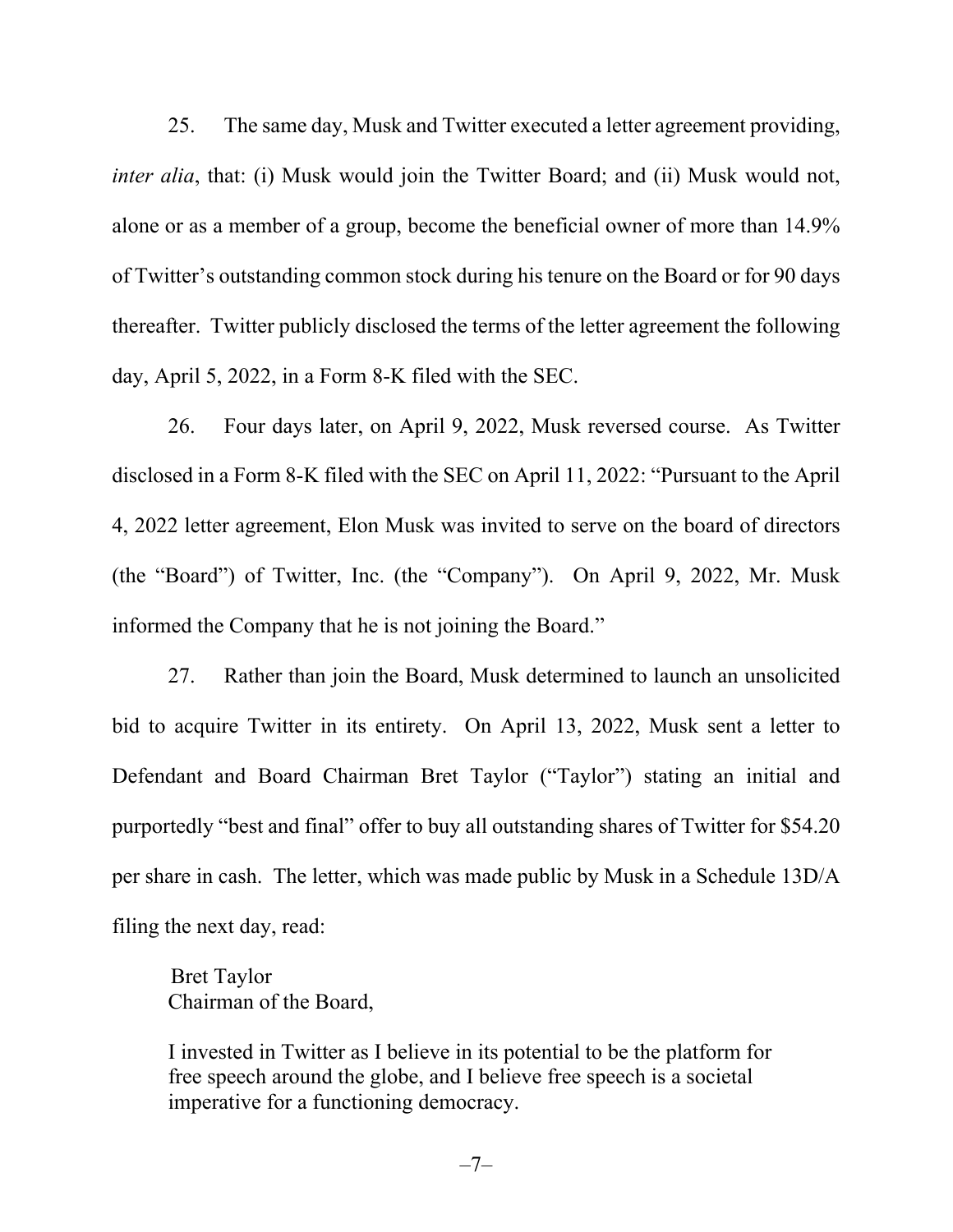25. The same day, Musk and Twitter executed a letter agreement providing, *inter alia*, that: (i) Musk would join the Twitter Board; and (ii) Musk would not, alone or as a member of a group, become the beneficial owner of more than 14.9% of Twitter's outstanding common stock during his tenure on the Board or for 90 days thereafter. Twitter publicly disclosed the terms of the letter agreement the following day, April 5, 2022, in a Form 8-K filed with the SEC.

26. Four days later, on April 9, 2022, Musk reversed course. As Twitter disclosed in a Form 8-K filed with the SEC on April 11, 2022: "Pursuant to the April 4, 2022 letter agreement, Elon Musk was invited to serve on the board of directors (the "Board") of Twitter, Inc. (the "Company"). On April 9, 2022, Mr. Musk informed the Company that he is not joining the Board."

27. Rather than join the Board, Musk determined to launch an unsolicited bid to acquire Twitter in its entirety. On April 13, 2022, Musk sent a letter to Defendant and Board Chairman Bret Taylor ("Taylor") stating an initial and purportedly "best and final" offer to buy all outstanding shares of Twitter for $54.20 per share in cash. The letter, which was made public by Musk in a Schedule 13D/A filing the next day, read:

> Bret Taylor
> Chairman of the Board,
>
> I invested in Twitter as I believe in its potential to be the platform for free speech around the globe, and I believe free speech is a societal imperative for a functioning democracy.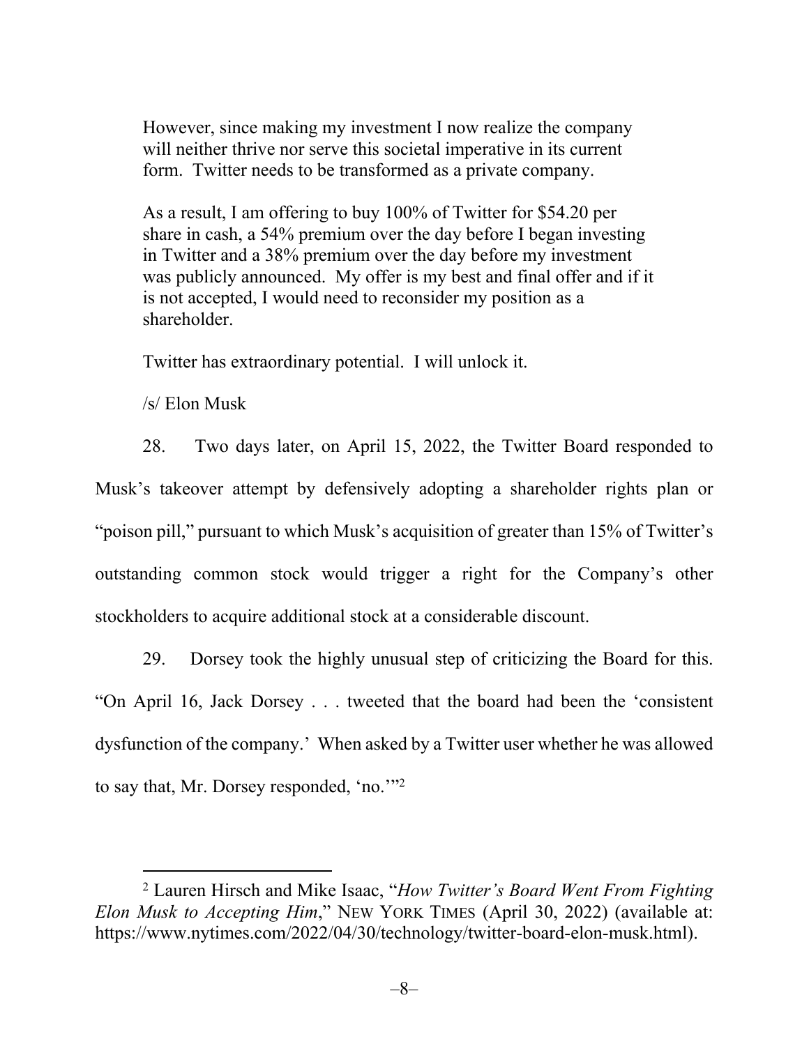> However, since making my investment I now realize the company will neither thrive nor serve this societal imperative in its current form. Twitter needs to be transformed as a private company.
>
> As a result, I am offering to buy 100% of Twitter for $54.20 per share in cash, a 54% premium over the day before I began investing in Twitter and a 38% premium over the day before my investment was publicly announced. My offer is my best and final offer and if it is not accepted, I would need to reconsider my position as a shareholder.
>
> Twitter has extraordinary potential. I will unlock it.
>
> /s/ Elon Musk

28. Two days later, on April 15, 2022, the Twitter Board responded to Musk's takeover attempt by defensively adopting a shareholder rights plan or "poison pill," pursuant to which Musk's acquisition of greater than 15% of Twitter's outstanding common stock would trigger a right for the Company's other stockholders to acquire additional stock at a considerable discount.

29. Dorsey took the highly unusual step of criticizing the Board for this. "On April 16, Jack Dorsey . . . tweeted that the board had been the 'consistent dysfunction of the company.' When asked by a Twitter user whether he was allowed to say that, Mr. Dorsey responded, 'no.'"[2]

[2] Lauren Hirsch and Mike Isaac, "*How Twitter's Board Went From Fighting Elon Musk to Accepting Him*," NEW YORK TIMES (April 30, 2022) (available at: https://www.nytimes.com/2022/04/30/technology/twitter-board-elon-musk.html).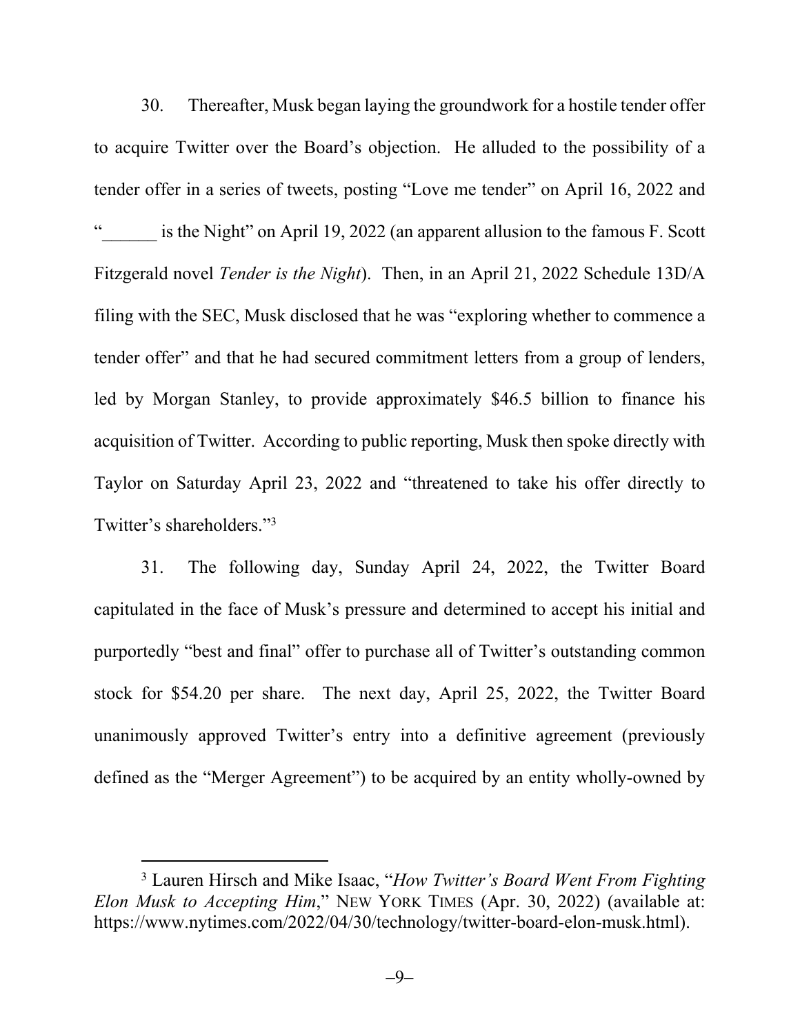30. Thereafter, Musk began laying the groundwork for a hostile tender offer to acquire Twitter over the Board's objection. He alluded to the possibility of a tender offer in a series of tweets, posting "Love me tender" on April 16, 2022 and "______ is the Night" on April 19, 2022 (an apparent allusion to the famous F. Scott Fitzgerald novel *Tender is the Night*). Then, in an April 21, 2022 Schedule 13D/A filing with the SEC, Musk disclosed that he was "exploring whether to commence a tender offer" and that he had secured commitment letters from a group of lenders, led by Morgan Stanley, to provide approximately $46.5 billion to finance his acquisition of Twitter. According to public reporting, Musk then spoke directly with Taylor on Saturday April 23, 2022 and "threatened to take his offer directly to Twitter's shareholders."[3]

31. The following day, Sunday April 24, 2022, the Twitter Board capitulated in the face of Musk's pressure and determined to accept his initial and purportedly "best and final" offer to purchase all of Twitter's outstanding common stock for $54.20 per share. The next day, April 25, 2022, the Twitter Board unanimously approved Twitter's entry into a definitive agreement (previously defined as the "Merger Agreement") to be acquired by an entity wholly-owned by

---

[3] Lauren Hirsch and Mike Isaac, "*How Twitter's Board Went From Fighting Elon Musk to Accepting Him*," NEW YORK TIMES (Apr. 30, 2022) (available at: https://www.nytimes.com/2022/04/30/technology/twitter-board-elon-musk.html).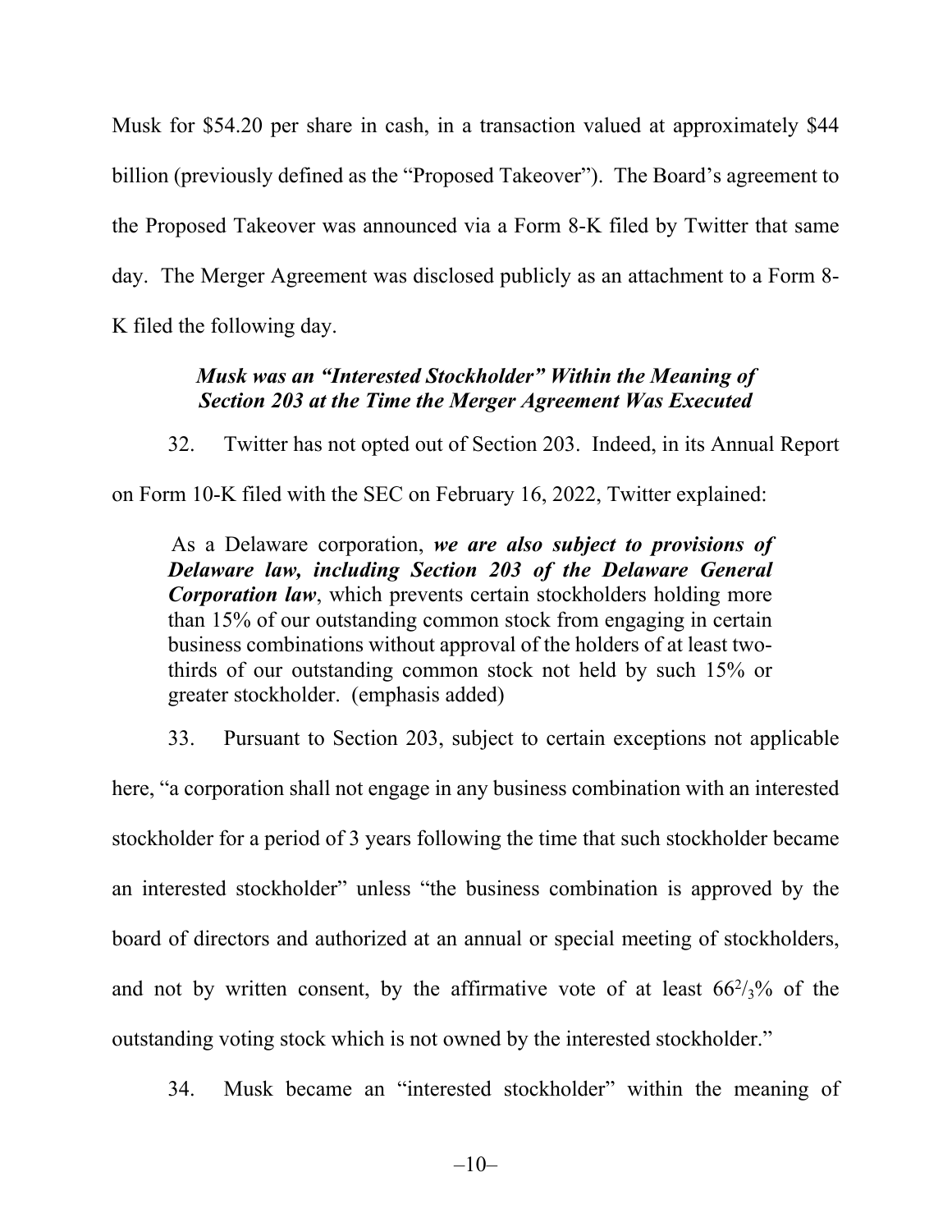Musk for $54.20 per share in cash, in a transaction valued at approximately $44 billion (previously defined as the "Proposed Takeover"). The Board's agreement to the Proposed Takeover was announced via a Form 8-K filed by Twitter that same day. The Merger Agreement was disclosed publicly as an attachment to a Form 8-K filed the following day.

***Musk was an "Interested Stockholder" Within the Meaning of Section 203 at the Time the Merger Agreement Was Executed***

32. Twitter has not opted out of Section 203. Indeed, in its Annual Report on Form 10-K filed with the SEC on February 16, 2022, Twitter explained:

> As a Delaware corporation, ***we are also subject to provisions of Delaware law, including Section 203 of the Delaware General Corporation law***, which prevents certain stockholders holding more than 15% of our outstanding common stock from engaging in certain business combinations without approval of the holders of at least two-thirds of our outstanding common stock not held by such 15% or greater stockholder. (emphasis added)

33. Pursuant to Section 203, subject to certain exceptions not applicable here, "a corporation shall not engage in any business combination with an interested stockholder for a period of 3 years following the time that such stockholder became an interested stockholder" unless "the business combination is approved by the board of directors and authorized at an annual or special meeting of stockholders, and not by written consent, by the affirmative vote of at least $66^2/_3$% of the outstanding voting stock which is not owned by the interested stockholder."

34. Musk became an "interested stockholder" within the meaning of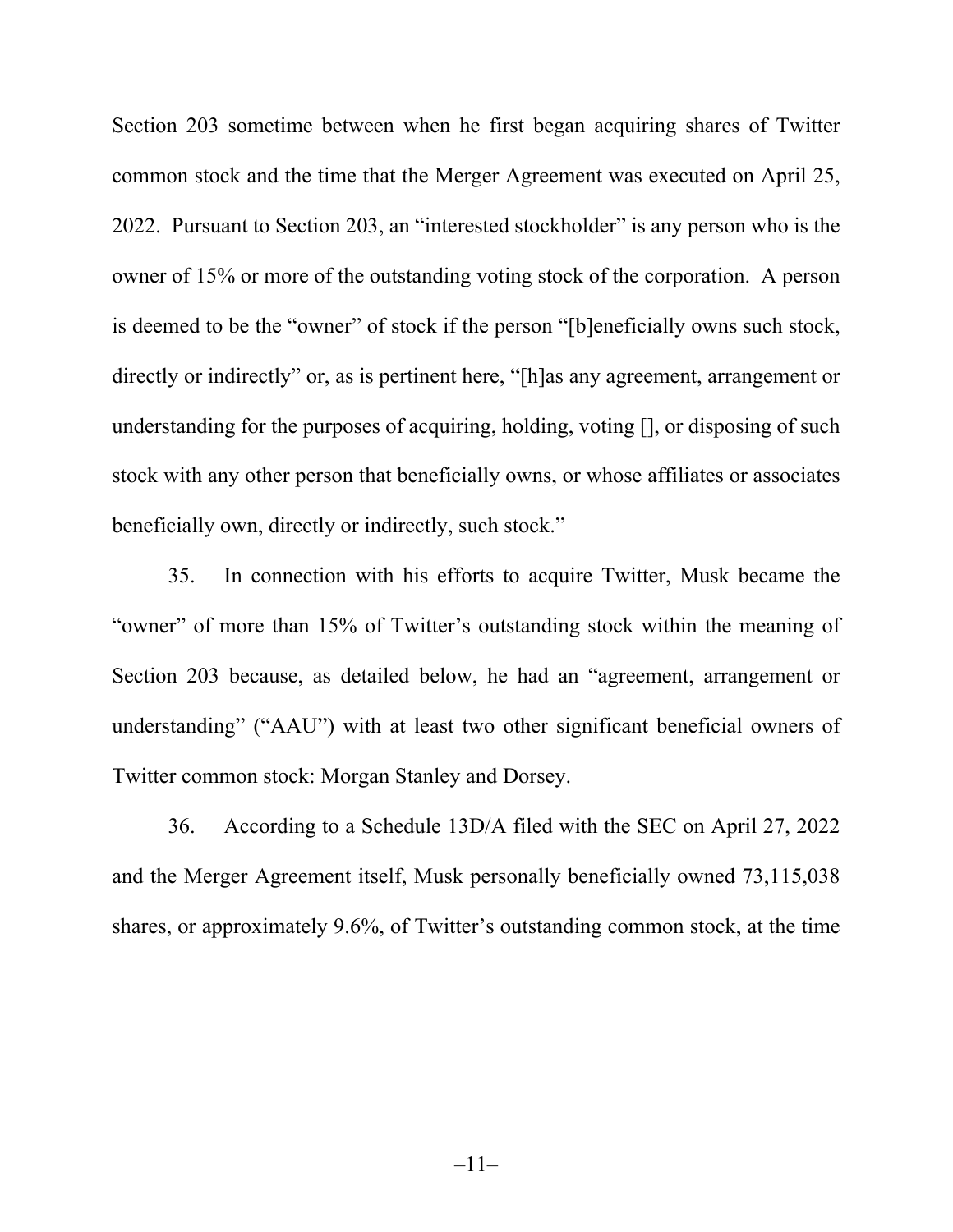Section 203 sometime between when he first began acquiring shares of Twitter common stock and the time that the Merger Agreement was executed on April 25, 2022. Pursuant to Section 203, an "interested stockholder" is any person who is the owner of 15% or more of the outstanding voting stock of the corporation. A person is deemed to be the "owner" of stock if the person "[b]eneficially owns such stock, directly or indirectly" or, as is pertinent here, "[h]as any agreement, arrangement or understanding for the purposes of acquiring, holding, voting [], or disposing of such stock with any other person that beneficially owns, or whose affiliates or associates beneficially own, directly or indirectly, such stock."

35. In connection with his efforts to acquire Twitter, Musk became the "owner" of more than 15% of Twitter's outstanding stock within the meaning of Section 203 because, as detailed below, he had an "agreement, arrangement or understanding" ("AAU") with at least two other significant beneficial owners of Twitter common stock: Morgan Stanley and Dorsey.

36. According to a Schedule 13D/A filed with the SEC on April 27, 2022 and the Merger Agreement itself, Musk personally beneficially owned 73,115,038 shares, or approximately 9.6%, of Twitter's outstanding common stock, at the time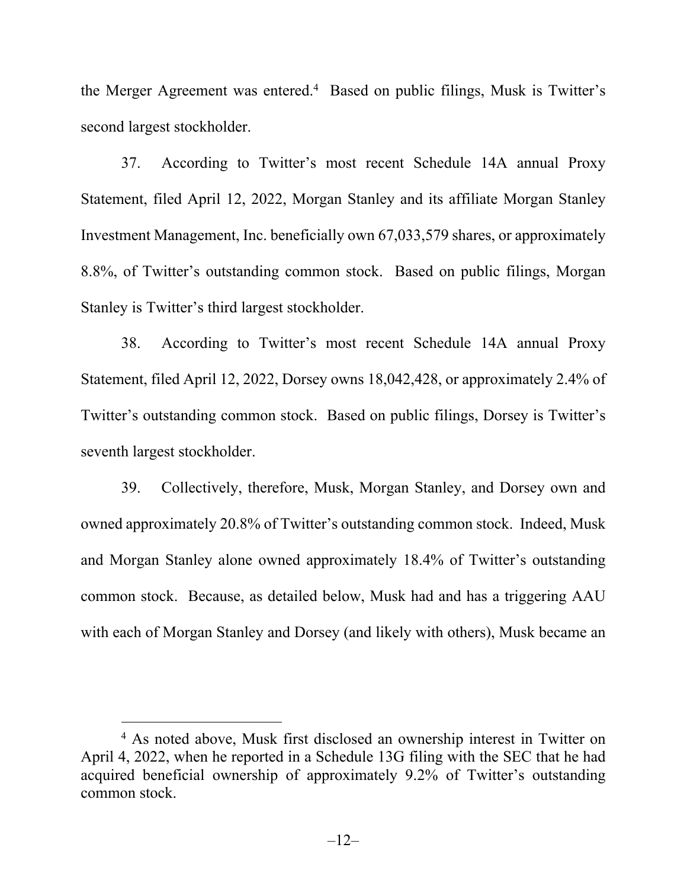the Merger Agreement was entered.[4] Based on public filings, Musk is Twitter's second largest stockholder.

37. According to Twitter's most recent Schedule 14A annual Proxy Statement, filed April 12, 2022, Morgan Stanley and its affiliate Morgan Stanley Investment Management, Inc. beneficially own 67,033,579 shares, or approximately 8.8%, of Twitter's outstanding common stock. Based on public filings, Morgan Stanley is Twitter's third largest stockholder.

38. According to Twitter's most recent Schedule 14A annual Proxy Statement, filed April 12, 2022, Dorsey owns 18,042,428, or approximately 2.4% of Twitter's outstanding common stock. Based on public filings, Dorsey is Twitter's seventh largest stockholder.

39. Collectively, therefore, Musk, Morgan Stanley, and Dorsey own and owned approximately 20.8% of Twitter's outstanding common stock. Indeed, Musk and Morgan Stanley alone owned approximately 18.4% of Twitter's outstanding common stock. Because, as detailed below, Musk had and has a triggering AAU with each of Morgan Stanley and Dorsey (and likely with others), Musk became an

---

[4] As noted above, Musk first disclosed an ownership interest in Twitter on April 4, 2022, when he reported in a Schedule 13G filing with the SEC that he had acquired beneficial ownership of approximately 9.2% of Twitter's outstanding common stock.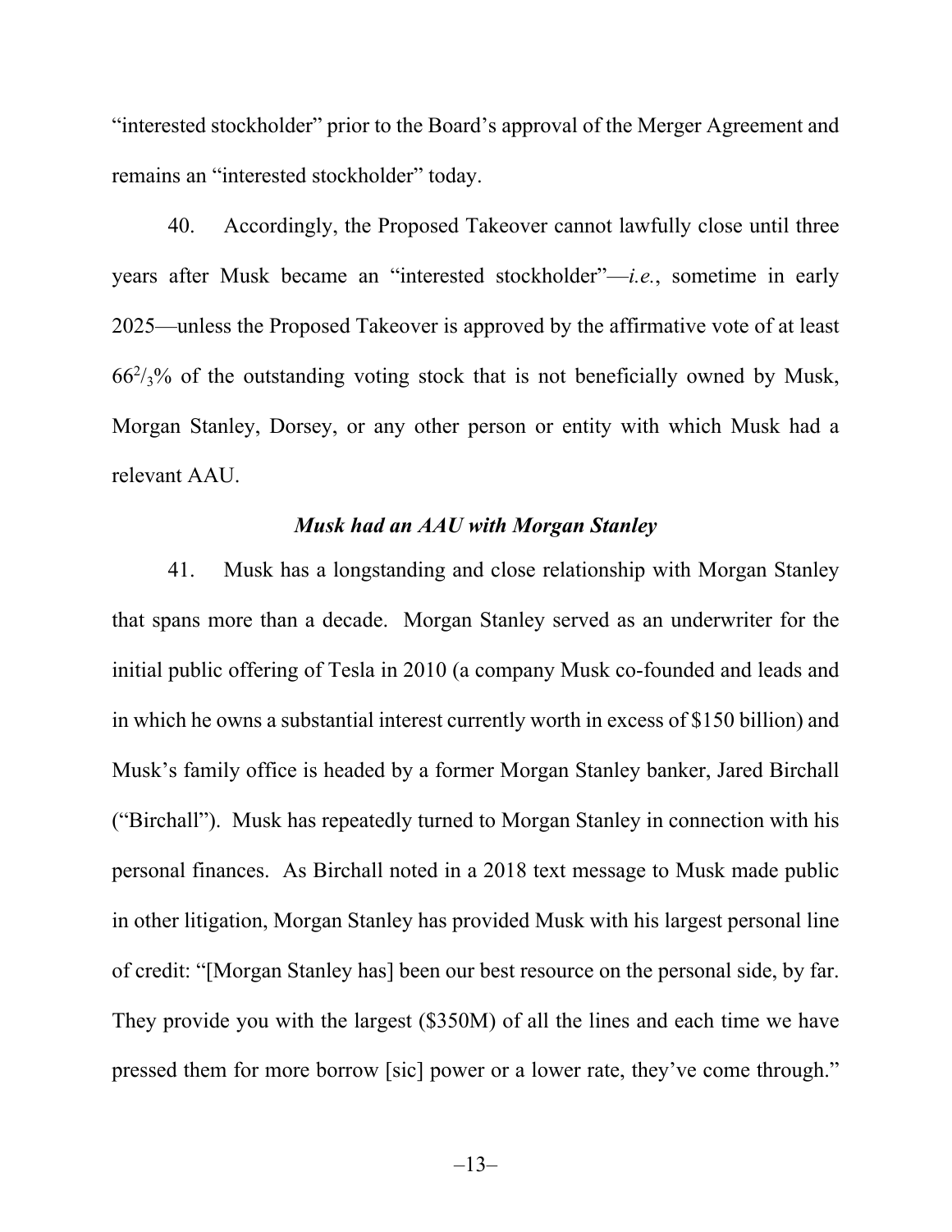"interested stockholder" prior to the Board's approval of the Merger Agreement and remains an "interested stockholder" today.

40. Accordingly, the Proposed Takeover cannot lawfully close until three years after Musk became an "interested stockholder"—*i.e.*, sometime in early 2025—unless the Proposed Takeover is approved by the affirmative vote of at least $66^2/_3$% of the outstanding voting stock that is not beneficially owned by Musk, Morgan Stanley, Dorsey, or any other person or entity with which Musk had a relevant AAU.

***Musk had an AAU with Morgan Stanley***

41. Musk has a longstanding and close relationship with Morgan Stanley that spans more than a decade. Morgan Stanley served as an underwriter for the initial public offering of Tesla in 2010 (a company Musk co-founded and leads and in which he owns a substantial interest currently worth in excess of $150 billion) and Musk's family office is headed by a former Morgan Stanley banker, Jared Birchall ("Birchall"). Musk has repeatedly turned to Morgan Stanley in connection with his personal finances. As Birchall noted in a 2018 text message to Musk made public in other litigation, Morgan Stanley has provided Musk with his largest personal line of credit: "[Morgan Stanley has] been our best resource on the personal side, by far. They provide you with the largest ($350M) of all the lines and each time we have pressed them for more borrow [sic] power or a lower rate, they've come through."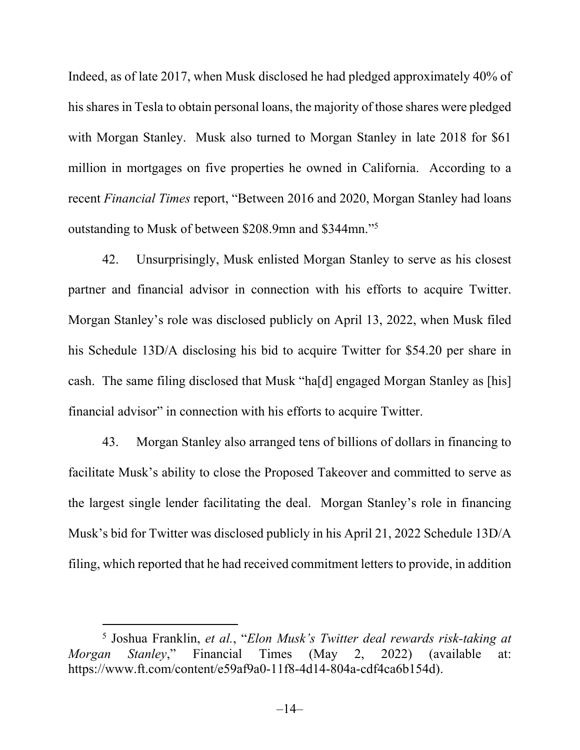Indeed, as of late 2017, when Musk disclosed he had pledged approximately 40% of his shares in Tesla to obtain personal loans, the majority of those shares were pledged with Morgan Stanley. Musk also turned to Morgan Stanley in late 2018 for $61 million in mortgages on five properties he owned in California. According to a recent *Financial Times* report, "Between 2016 and 2020, Morgan Stanley had loans outstanding to Musk of between $208.9mn and $344mn."[5]

42. Unsurprisingly, Musk enlisted Morgan Stanley to serve as his closest partner and financial advisor in connection with his efforts to acquire Twitter. Morgan Stanley's role was disclosed publicly on April 13, 2022, when Musk filed his Schedule 13D/A disclosing his bid to acquire Twitter for $54.20 per share in cash. The same filing disclosed that Musk "ha[d] engaged Morgan Stanley as [his] financial advisor" in connection with his efforts to acquire Twitter.

43. Morgan Stanley also arranged tens of billions of dollars in financing to facilitate Musk's ability to close the Proposed Takeover and committed to serve as the largest single lender facilitating the deal. Morgan Stanley's role in financing Musk's bid for Twitter was disclosed publicly in his April 21, 2022 Schedule 13D/A filing, which reported that he had received commitment letters to provide, in addition

---

[5] Joshua Franklin, *et al.*, "*Elon Musk's Twitter deal rewards risk-taking at Morgan Stanley*," Financial Times (May 2, 2022) (available at: https://www.ft.com/content/e59af9a0-11f8-4d14-804a-cdf4ca6b154d).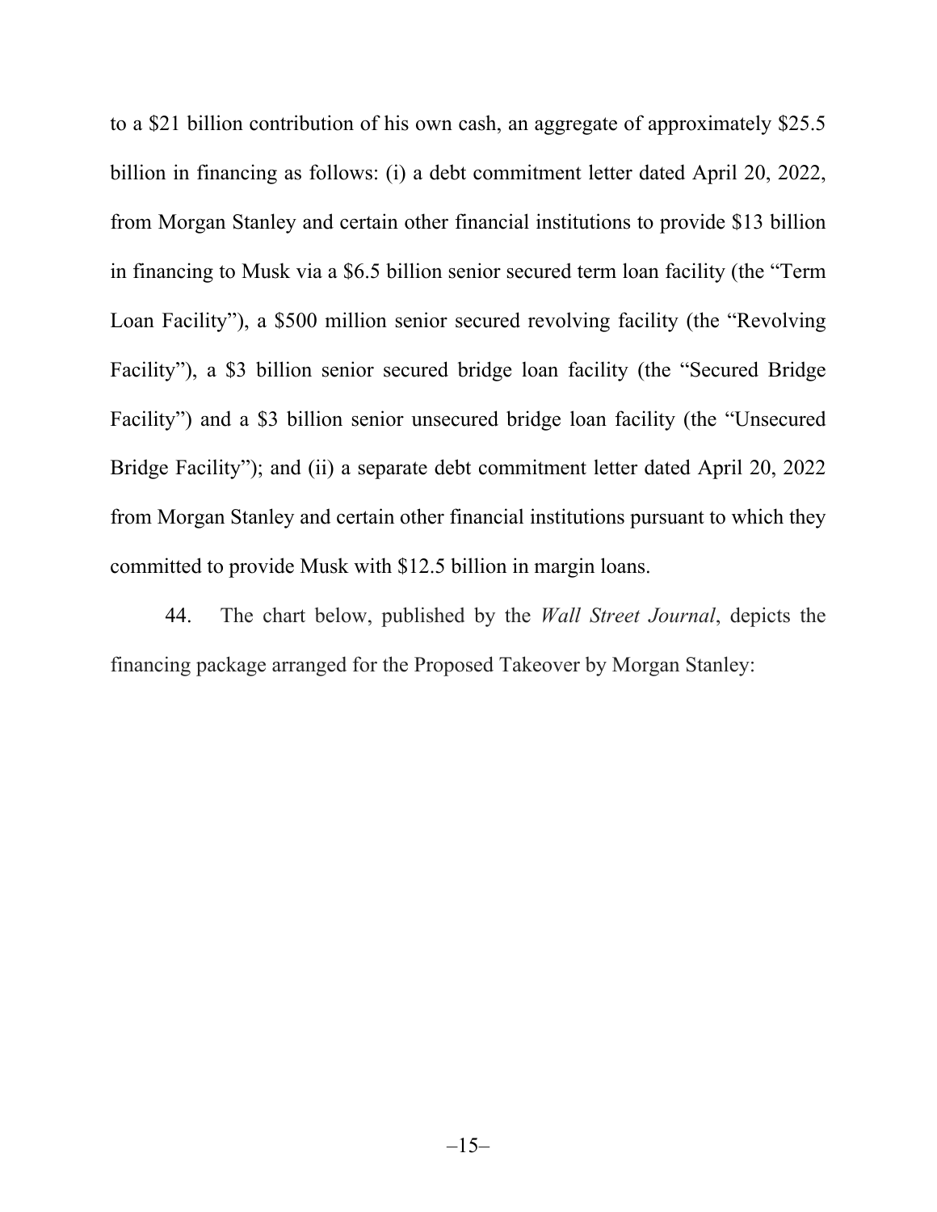to a $21 billion contribution of his own cash, an aggregate of approximately $25.5 billion in financing as follows: (i) a debt commitment letter dated April 20, 2022, from Morgan Stanley and certain other financial institutions to provide $13 billion in financing to Musk via a $6.5 billion senior secured term loan facility (the "Term Loan Facility"), a $500 million senior secured revolving facility (the "Revolving Facility"), a $3 billion senior secured bridge loan facility (the "Secured Bridge Facility") and a $3 billion senior unsecured bridge loan facility (the "Unsecured Bridge Facility"); and (ii) a separate debt commitment letter dated April 20, 2022 from Morgan Stanley and certain other financial institutions pursuant to which they committed to provide Musk with $12.5 billion in margin loans.

44. The chart below, published by the *Wall Street Journal*, depicts the financing package arranged for the Proposed Takeover by Morgan Stanley: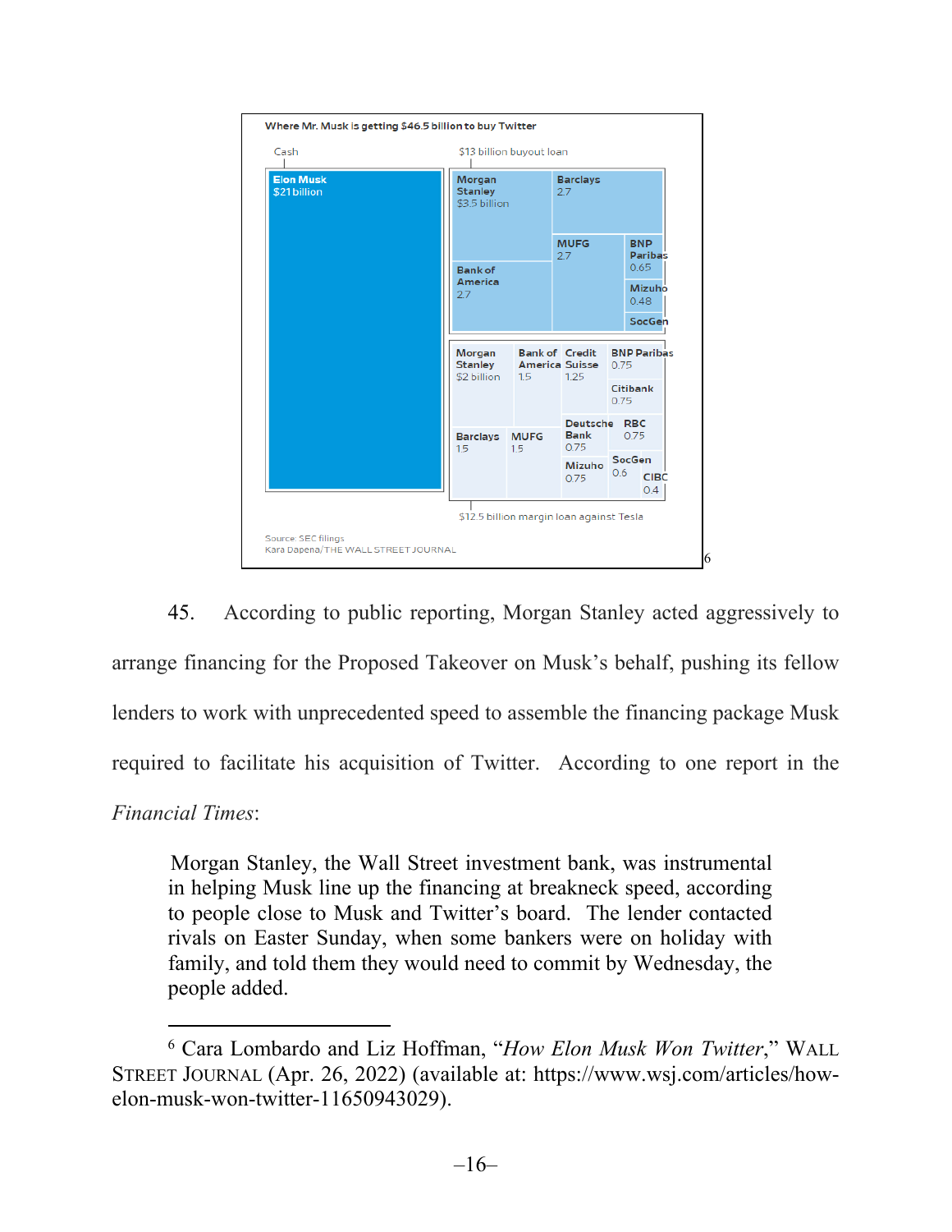Where Mr. Musk is getting $46.5 billion to buy Twitter

Cash

Elon Musk $21 billion

$13 billion buyout loan

| Bank | Amount |
|---|---|
| Morgan Stanley | $3.5 billion |
| Barclays | 2.7 |
| Bank of America | 2.7 |
| MUFG | 2.7 |
| BNP Paribas | 0.65 |
| Mizuho | 0.48 |
| SocGen | |

$12.5 billion margin loan against Tesla

| Bank | Amount |
|---|---|
| Morgan Stanley | $2 billion |
| Bank of America | 1.5 |
| Credit Suisse | 1.25 |
| BNP Paribas | 0.75 |
| Citibank | 0.75 |
| Barclays | 1.5 |
| MUFG | 1.5 |
| Deutsche Bank | 0.75 |
| RBC | 0.75 |
| Mizuho | 0.75 |
| SocGen | 0.6 |
| CIBC | 0.4 |

Source: SEC filings
Kara Dapena/THE WALL STREET JOURNAL

[6]

45. According to public reporting, Morgan Stanley acted aggressively to arrange financing for the Proposed Takeover on Musk's behalf, pushing its fellow lenders to work with unprecedented speed to assemble the financing package Musk required to facilitate his acquisition of Twitter. According to one report in the *Financial Times*:

> Morgan Stanley, the Wall Street investment bank, was instrumental in helping Musk line up the financing at breakneck speed, according to people close to Musk and Twitter's board. The lender contacted rivals on Easter Sunday, when some bankers were on holiday with family, and told them they would need to commit by Wednesday, the people added.

---

[6] Cara Lombardo and Liz Hoffman, "*How Elon Musk Won Twitter*," WALL STREET JOURNAL (Apr. 26, 2022) (available at: https://www.wsj.com/articles/how-elon-musk-won-twitter-11650943029).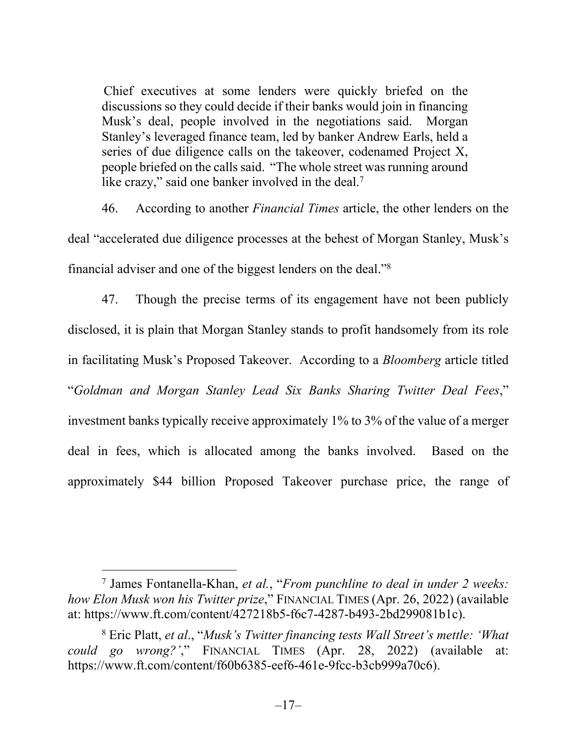> Chief executives at some lenders were quickly briefed on the discussions so they could decide if their banks would join in financing Musk's deal, people involved in the negotiations said. Morgan Stanley's leveraged finance team, led by banker Andrew Earls, held a series of due diligence calls on the takeover, codenamed Project X, people briefed on the calls said. "The whole street was running around like crazy," said one banker involved in the deal.[7]

46. According to another *Financial Times* article, the other lenders on the deal "accelerated due diligence processes at the behest of Morgan Stanley, Musk's financial adviser and one of the biggest lenders on the deal."[8]

47. Though the precise terms of its engagement have not been publicly disclosed, it is plain that Morgan Stanley stands to profit handsomely from its role in facilitating Musk's Proposed Takeover. According to a *Bloomberg* article titled "*Goldman and Morgan Stanley Lead Six Banks Sharing Twitter Deal Fees*," investment banks typically receive approximately 1% to 3% of the value of a merger deal in fees, which is allocated among the banks involved. Based on the approximately $44 billion Proposed Takeover purchase price, the range of

---

[7] James Fontanella-Khan, *et al.*, "*From punchline to deal in under 2 weeks: how Elon Musk won his Twitter prize*," FINANCIAL TIMES (Apr. 26, 2022) (available at: https://www.ft.com/content/427218b5-f6c7-4287-b493-2bd299081b1c).

[8] Eric Platt, *et al*., "*Musk's Twitter financing tests Wall Street's mettle: 'What could go wrong?'*," FINANCIAL TIMES (Apr. 28, 2022) (available at: https://www.ft.com/content/f60b6385-eef6-461e-9fcc-b3cb999a70c6).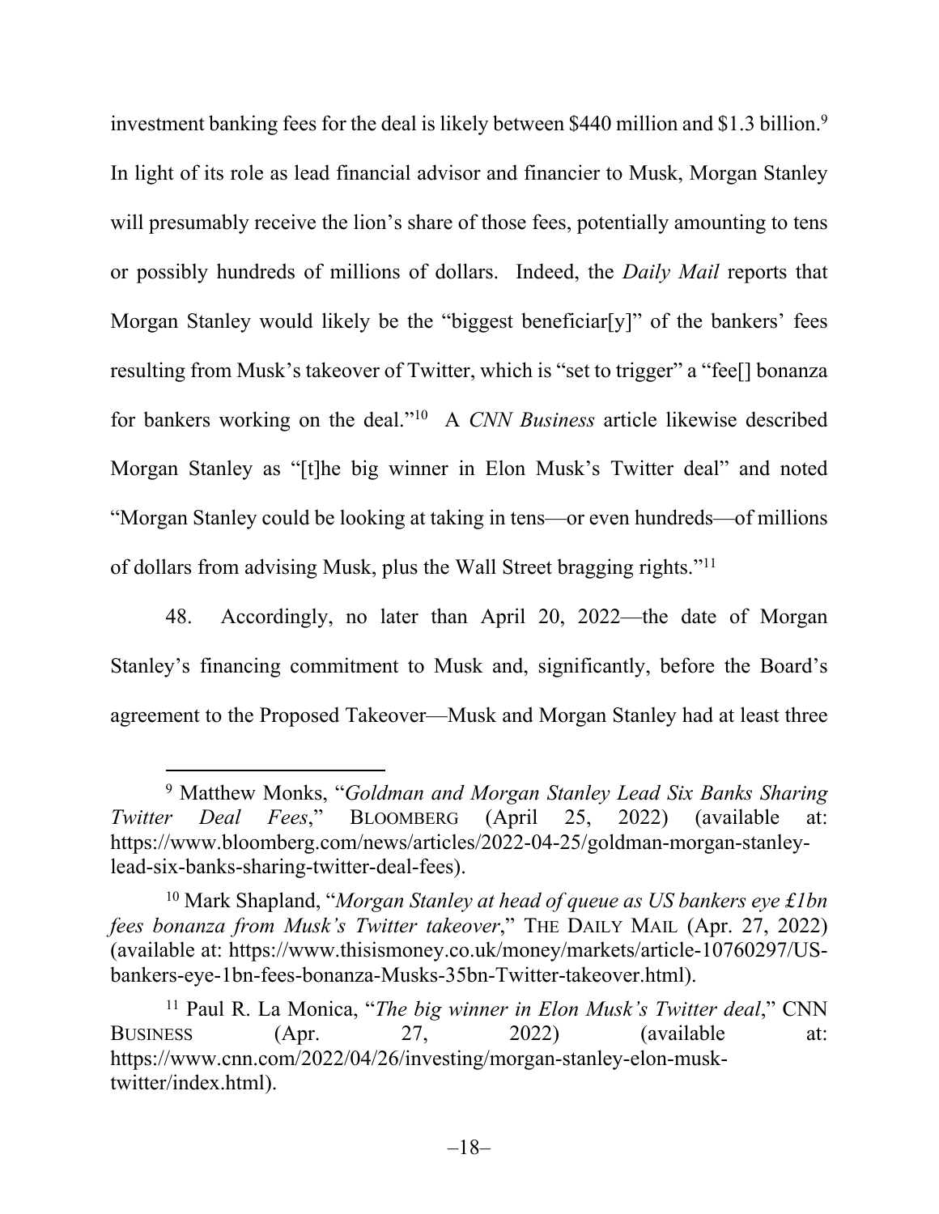investment banking fees for the deal is likely between $440 million and $1.3 billion.[9] In light of its role as lead financial advisor and financier to Musk, Morgan Stanley will presumably receive the lion's share of those fees, potentially amounting to tens or possibly hundreds of millions of dollars. Indeed, the *Daily Mail* reports that Morgan Stanley would likely be the "biggest beneficiar[y]" of the bankers' fees resulting from Musk's takeover of Twitter, which is "set to trigger" a "fee[] bonanza for bankers working on the deal."[10] A *CNN Business* article likewise described Morgan Stanley as "[t]he big winner in Elon Musk's Twitter deal" and noted "Morgan Stanley could be looking at taking in tens—or even hundreds—of millions of dollars from advising Musk, plus the Wall Street bragging rights."[11]

48. Accordingly, no later than April 20, 2022—the date of Morgan Stanley's financing commitment to Musk and, significantly, before the Board's agreement to the Proposed Takeover—Musk and Morgan Stanley had at least three

---

[9] Matthew Monks, "*Goldman and Morgan Stanley Lead Six Banks Sharing Twitter Deal Fees*," BLOOMBERG (April 25, 2022) (available at: https://www.bloomberg.com/news/articles/2022-04-25/goldman-morgan-stanley-lead-six-banks-sharing-twitter-deal-fees).

[10] Mark Shapland, "*Morgan Stanley at head of queue as US bankers eye £1bn fees bonanza from Musk's Twitter takeover*," THE DAILY MAIL (Apr. 27, 2022) (available at: https://www.thisismoney.co.uk/money/markets/article-10760297/US-bankers-eye-1bn-fees-bonanza-Musks-35bn-Twitter-takeover.html).

[11] Paul R. La Monica, "*The big winner in Elon Musk's Twitter deal*," CNN BUSINESS (Apr. 27, 2022) (available at: https://www.cnn.com/2022/04/26/investing/morgan-stanley-elon-musk-twitter/index.html).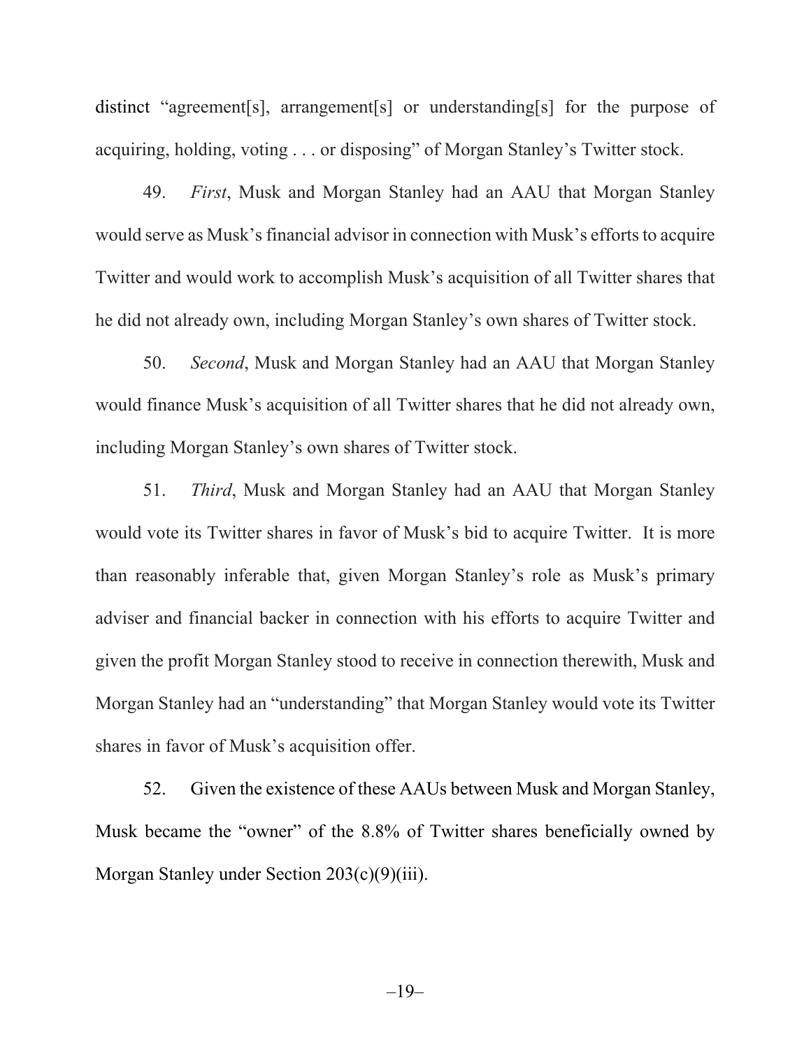distinct "agreement[s], arrangement[s] or understanding[s] for the purpose of acquiring, holding, voting . . . or disposing" of Morgan Stanley's Twitter stock.

49. *First*, Musk and Morgan Stanley had an AAU that Morgan Stanley would serve as Musk's financial advisor in connection with Musk's efforts to acquire Twitter and would work to accomplish Musk's acquisition of all Twitter shares that he did not already own, including Morgan Stanley's own shares of Twitter stock.

50. *Second*, Musk and Morgan Stanley had an AAU that Morgan Stanley would finance Musk's acquisition of all Twitter shares that he did not already own, including Morgan Stanley's own shares of Twitter stock.

51. *Third*, Musk and Morgan Stanley had an AAU that Morgan Stanley would vote its Twitter shares in favor of Musk's bid to acquire Twitter. It is more than reasonably inferable that, given Morgan Stanley's role as Musk's primary adviser and financial backer in connection with his efforts to acquire Twitter and given the profit Morgan Stanley stood to receive in connection therewith, Musk and Morgan Stanley had an "understanding" that Morgan Stanley would vote its Twitter shares in favor of Musk's acquisition offer.

52. Given the existence of these AAUs between Musk and Morgan Stanley, Musk became the "owner" of the 8.8% of Twitter shares beneficially owned by Morgan Stanley under Section 203(c)(9)(iii).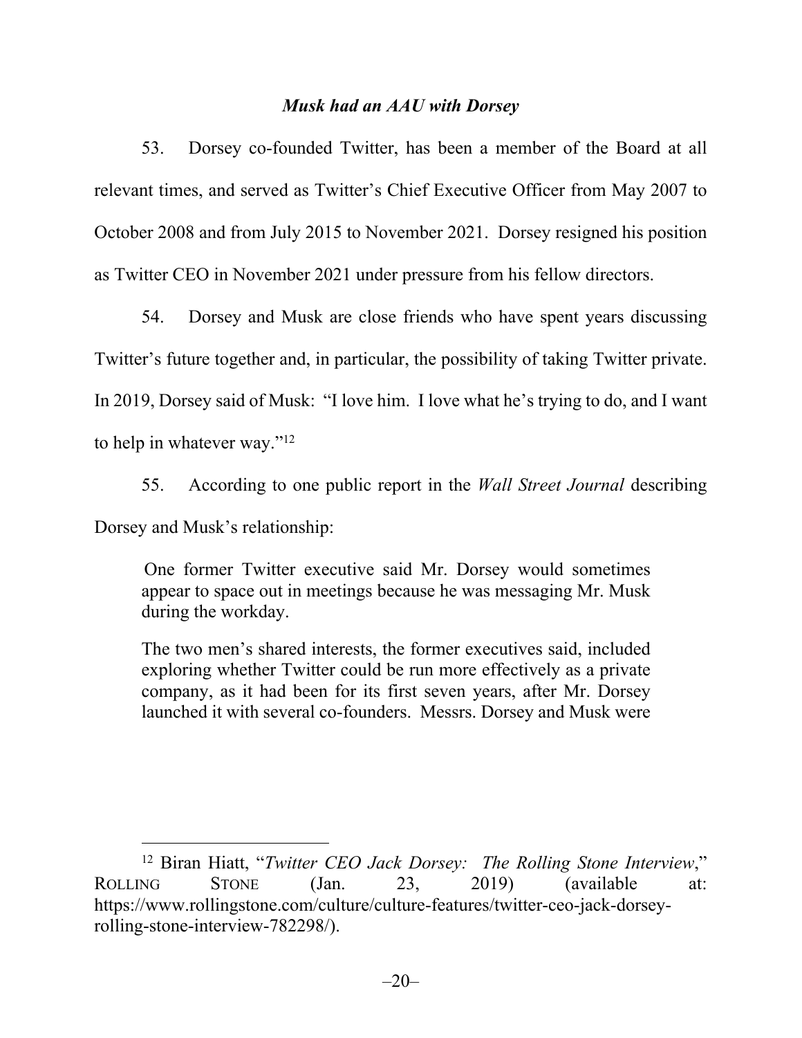### *Musk had an AAU with Dorsey*

53. Dorsey co-founded Twitter, has been a member of the Board at all relevant times, and served as Twitter's Chief Executive Officer from May 2007 to October 2008 and from July 2015 to November 2021. Dorsey resigned his position as Twitter CEO in November 2021 under pressure from his fellow directors.

54. Dorsey and Musk are close friends who have spent years discussing Twitter's future together and, in particular, the possibility of taking Twitter private. In 2019, Dorsey said of Musk: "I love him. I love what he's trying to do, and I want to help in whatever way."[12]

55. According to one public report in the *Wall Street Journal* describing Dorsey and Musk's relationship:

> One former Twitter executive said Mr. Dorsey would sometimes appear to space out in meetings because he was messaging Mr. Musk during the workday.
>
> The two men's shared interests, the former executives said, included exploring whether Twitter could be run more effectively as a private company, as it had been for its first seven years, after Mr. Dorsey launched it with several co-founders. Messrs. Dorsey and Musk were

---

[12] Biran Hiatt, "*Twitter CEO Jack Dorsey: The Rolling Stone Interview*," ROLLING STONE (Jan. 23, 2019) (available at: https://www.rollingstone.com/culture/culture-features/twitter-ceo-jack-dorsey-rolling-stone-interview-782298/).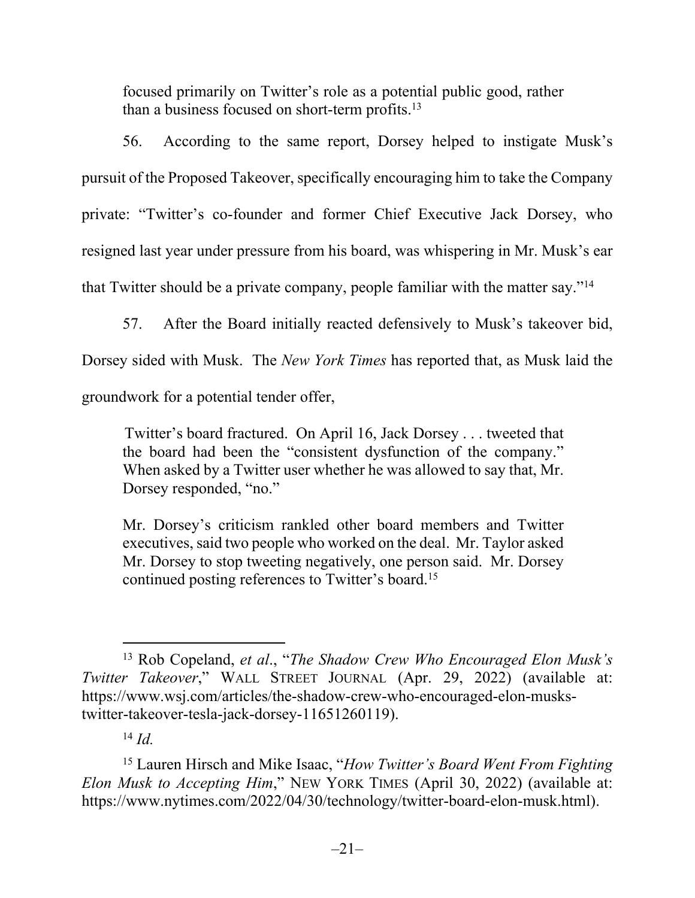> focused primarily on Twitter's role as a potential public good, rather than a business focused on short-term profits.[13]

56. According to the same report, Dorsey helped to instigate Musk's pursuit of the Proposed Takeover, specifically encouraging him to take the Company private: "Twitter's co-founder and former Chief Executive Jack Dorsey, who resigned last year under pressure from his board, was whispering in Mr. Musk's ear that Twitter should be a private company, people familiar with the matter say."[14]

57. After the Board initially reacted defensively to Musk's takeover bid, Dorsey sided with Musk. The *New York Times* has reported that, as Musk laid the groundwork for a potential tender offer,

> Twitter's board fractured. On April 16, Jack Dorsey . . . tweeted that the board had been the "consistent dysfunction of the company." When asked by a Twitter user whether he was allowed to say that, Mr. Dorsey responded, "no."
>
> Mr. Dorsey's criticism rankled other board members and Twitter executives, said two people who worked on the deal. Mr. Taylor asked Mr. Dorsey to stop tweeting negatively, one person said. Mr. Dorsey continued posting references to Twitter's board.[15]

---

[13] Rob Copeland, *et al*., "*The Shadow Crew Who Encouraged Elon Musk's Twitter Takeover*," WALL STREET JOURNAL (Apr. 29, 2022) (available at: https://www.wsj.com/articles/the-shadow-crew-who-encouraged-elon-musks-twitter-takeover-tesla-jack-dorsey-11651260119).

[14] *Id.*

[15] Lauren Hirsch and Mike Isaac, "*How Twitter's Board Went From Fighting Elon Musk to Accepting Him*," NEW YORK TIMES (April 30, 2022) (available at: https://www.nytimes.com/2022/04/30/technology/twitter-board-elon-musk.html).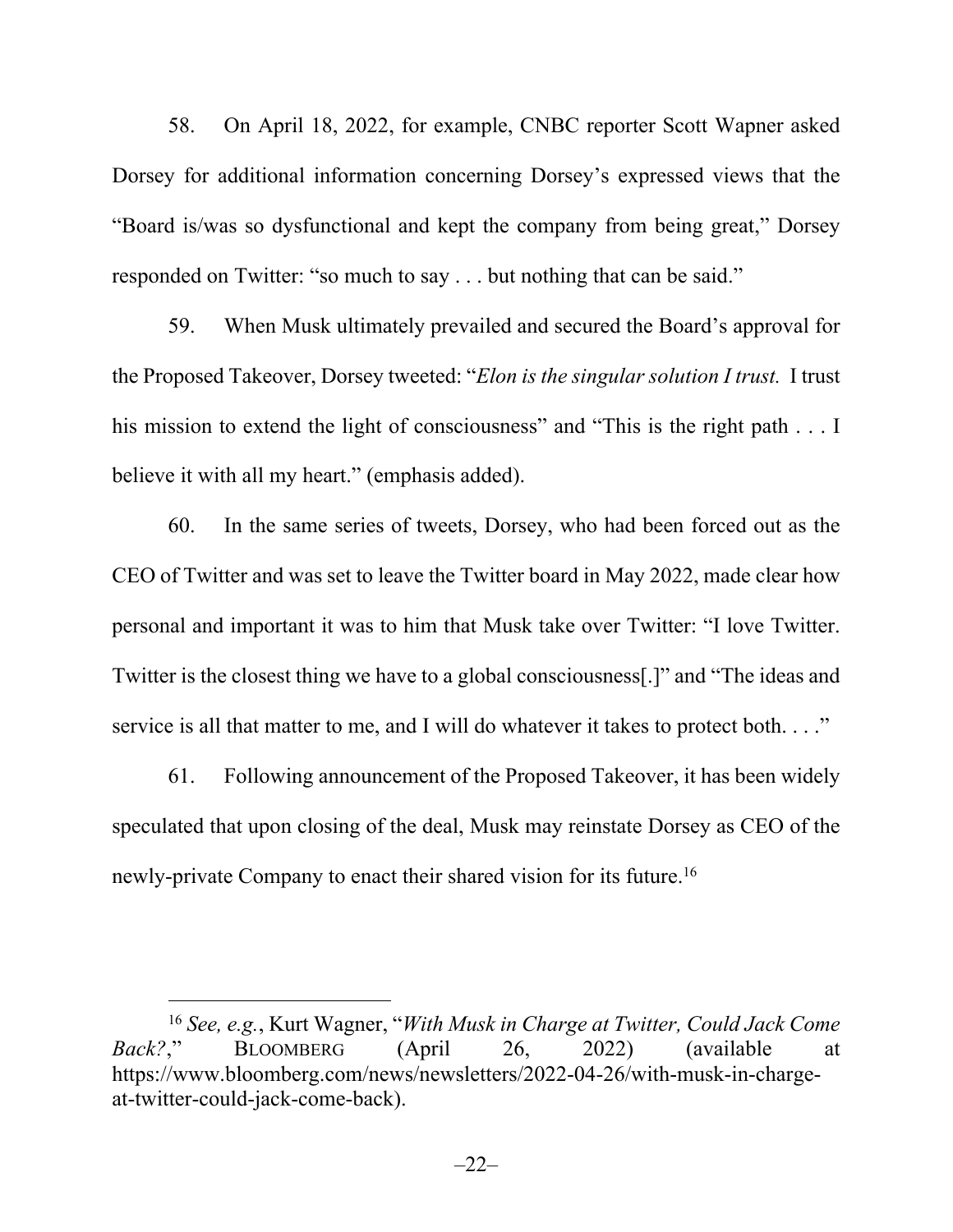58. On April 18, 2022, for example, CNBC reporter Scott Wapner asked Dorsey for additional information concerning Dorsey's expressed views that the "Board is/was so dysfunctional and kept the company from being great," Dorsey responded on Twitter: "so much to say . . . but nothing that can be said."

59. When Musk ultimately prevailed and secured the Board's approval for the Proposed Takeover, Dorsey tweeted: "*Elon is the singular solution I trust.* I trust his mission to extend the light of consciousness" and "This is the right path . . . I believe it with all my heart." (emphasis added).

60. In the same series of tweets, Dorsey, who had been forced out as the CEO of Twitter and was set to leave the Twitter board in May 2022, made clear how personal and important it was to him that Musk take over Twitter: "I love Twitter. Twitter is the closest thing we have to a global consciousness[.]" and "The ideas and service is all that matter to me, and I will do whatever it takes to protect both. . . ."

61. Following announcement of the Proposed Takeover, it has been widely speculated that upon closing of the deal, Musk may reinstate Dorsey as CEO of the newly-private Company to enact their shared vision for its future.[16]

[16] *See, e.g.*, Kurt Wagner, "*With Musk in Charge at Twitter, Could Jack Come Back?*," BLOOMBERG (April 26, 2022) (available at https://www.bloomberg.com/news/newsletters/2022-04-26/with-musk-in-charge-at-twitter-could-jack-come-back).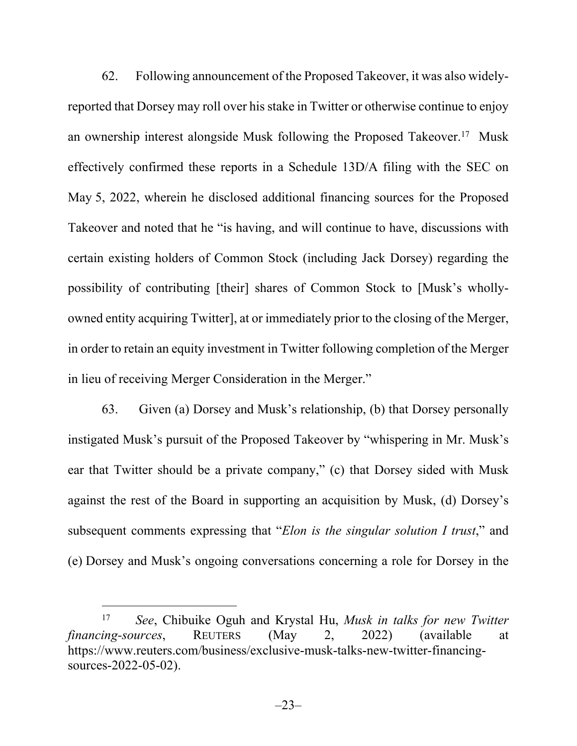62. Following announcement of the Proposed Takeover, it was also widely-reported that Dorsey may roll over his stake in Twitter or otherwise continue to enjoy an ownership interest alongside Musk following the Proposed Takeover.[17] Musk effectively confirmed these reports in a Schedule 13D/A filing with the SEC on May 5, 2022, wherein he disclosed additional financing sources for the Proposed Takeover and noted that he "is having, and will continue to have, discussions with certain existing holders of Common Stock (including Jack Dorsey) regarding the possibility of contributing [their] shares of Common Stock to [Musk's wholly-owned entity acquiring Twitter], at or immediately prior to the closing of the Merger, in order to retain an equity investment in Twitter following completion of the Merger in lieu of receiving Merger Consideration in the Merger."

63. Given (a) Dorsey and Musk's relationship, (b) that Dorsey personally instigated Musk's pursuit of the Proposed Takeover by "whispering in Mr. Musk's ear that Twitter should be a private company," (c) that Dorsey sided with Musk against the rest of the Board in supporting an acquisition by Musk, (d) Dorsey's subsequent comments expressing that "*Elon is the singular solution I trust*," and (e) Dorsey and Musk's ongoing conversations concerning a role for Dorsey in the

---

[17] *See*, Chibuike Oguh and Krystal Hu, *Musk in talks for new Twitter financing-sources*, REUTERS (May 2, 2022) (available at https://www.reuters.com/business/exclusive-musk-talks-new-twitter-financing-sources-2022-05-02).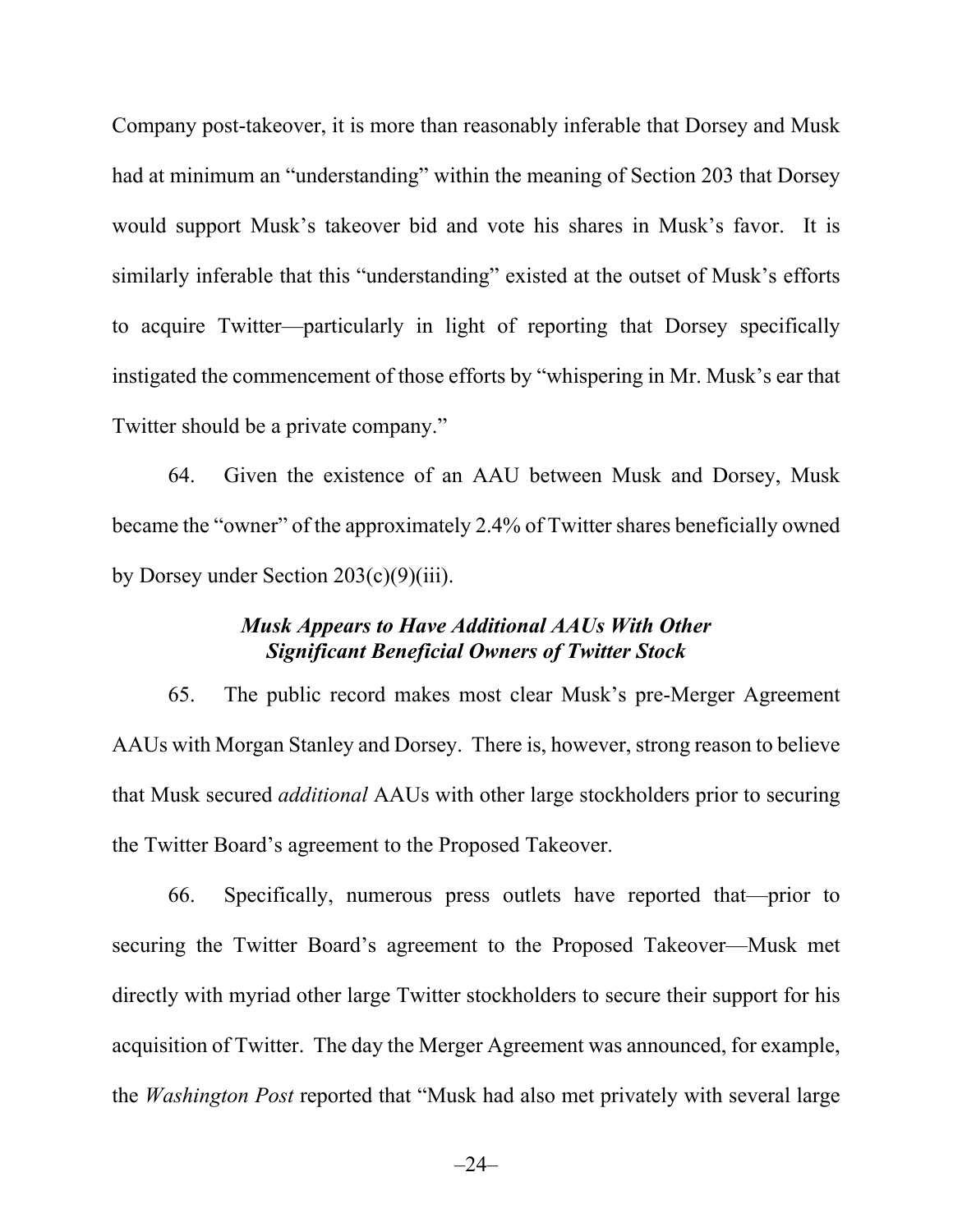Company post-takeover, it is more than reasonably inferable that Dorsey and Musk had at minimum an "understanding" within the meaning of Section 203 that Dorsey would support Musk's takeover bid and vote his shares in Musk's favor. It is similarly inferable that this "understanding" existed at the outset of Musk's efforts to acquire Twitter—particularly in light of reporting that Dorsey specifically instigated the commencement of those efforts by "whispering in Mr. Musk's ear that Twitter should be a private company."

64. Given the existence of an AAU between Musk and Dorsey, Musk became the "owner" of the approximately 2.4% of Twitter shares beneficially owned by Dorsey under Section 203(c)(9)(iii).

### ***Musk Appears to Have Additional AAUs With Other Significant Beneficial Owners of Twitter Stock***

65. The public record makes most clear Musk's pre-Merger Agreement AAUs with Morgan Stanley and Dorsey. There is, however, strong reason to believe that Musk secured *additional* AAUs with other large stockholders prior to securing the Twitter Board's agreement to the Proposed Takeover.

66. Specifically, numerous press outlets have reported that—prior to securing the Twitter Board's agreement to the Proposed Takeover—Musk met directly with myriad other large Twitter stockholders to secure their support for his acquisition of Twitter. The day the Merger Agreement was announced, for example, the *Washington Post* reported that "Musk had also met privately with several large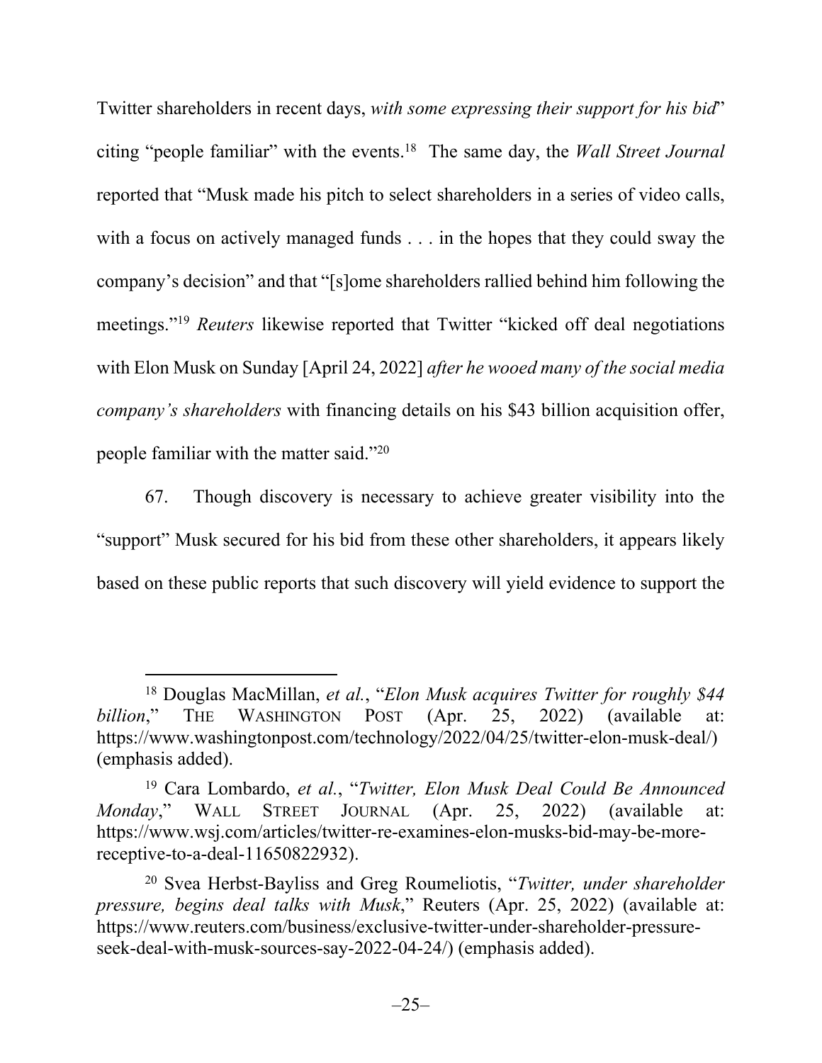Twitter shareholders in recent days, *with some expressing their support for his bid*" citing "people familiar" with the events.[18] The same day, the *Wall Street Journal* reported that "Musk made his pitch to select shareholders in a series of video calls, with a focus on actively managed funds . . . in the hopes that they could sway the company's decision" and that "[s]ome shareholders rallied behind him following the meetings."[19] *Reuters* likewise reported that Twitter "kicked off deal negotiations with Elon Musk on Sunday [April 24, 2022] *after he wooed many of the social media company's shareholders* with financing details on his $43 billion acquisition offer, people familiar with the matter said."[20]

67. Though discovery is necessary to achieve greater visibility into the "support" Musk secured for his bid from these other shareholders, it appears likely based on these public reports that such discovery will yield evidence to support the

---

[18] Douglas MacMillan, *et al.*, "*Elon Musk acquires Twitter for roughly $44 billion*," THE WASHINGTON POST (Apr. 25, 2022) (available at: https://www.washingtonpost.com/technology/2022/04/25/twitter-elon-musk-deal/) (emphasis added).

[19] Cara Lombardo, *et al.*, "*Twitter, Elon Musk Deal Could Be Announced Monday*," WALL STREET JOURNAL (Apr. 25, 2022) (available at: https://www.wsj.com/articles/twitter-re-examines-elon-musks-bid-may-be-more-receptive-to-a-deal-11650822932).

[20] Svea Herbst-Bayliss and Greg Roumeliotis, "*Twitter, under shareholder pressure, begins deal talks with Musk*," Reuters (Apr. 25, 2022) (available at: https://www.reuters.com/business/exclusive-twitter-under-shareholder-pressure-seek-deal-with-musk-sources-say-2022-04-24/) (emphasis added).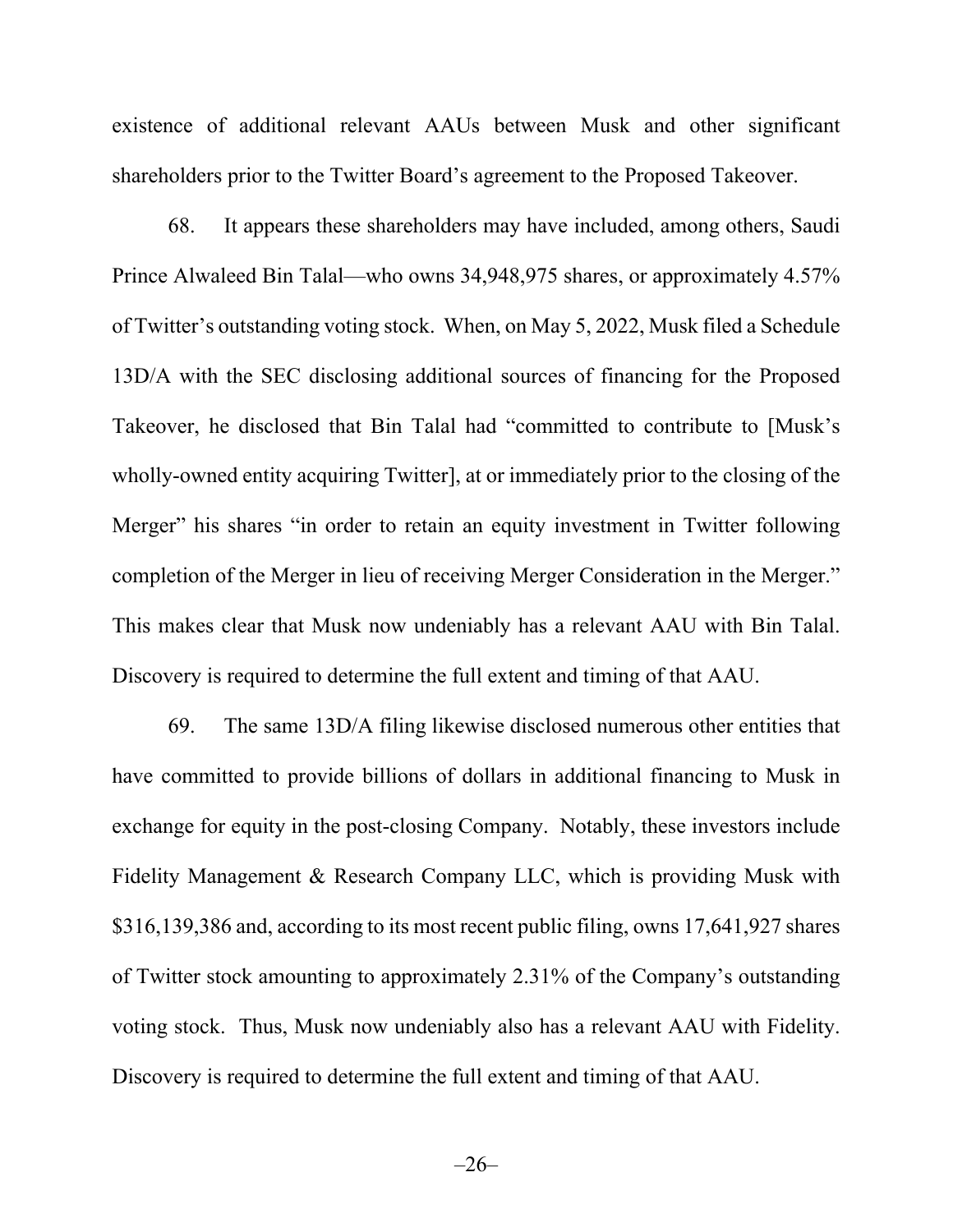existence of additional relevant AAUs between Musk and other significant shareholders prior to the Twitter Board's agreement to the Proposed Takeover.

68. It appears these shareholders may have included, among others, Saudi Prince Alwaleed Bin Talal—who owns 34,948,975 shares, or approximately 4.57% of Twitter's outstanding voting stock. When, on May 5, 2022, Musk filed a Schedule 13D/A with the SEC disclosing additional sources of financing for the Proposed Takeover, he disclosed that Bin Talal had "committed to contribute to [Musk's wholly-owned entity acquiring Twitter], at or immediately prior to the closing of the Merger" his shares "in order to retain an equity investment in Twitter following completion of the Merger in lieu of receiving Merger Consideration in the Merger." This makes clear that Musk now undeniably has a relevant AAU with Bin Talal. Discovery is required to determine the full extent and timing of that AAU.

69. The same 13D/A filing likewise disclosed numerous other entities that have committed to provide billions of dollars in additional financing to Musk in exchange for equity in the post-closing Company. Notably, these investors include Fidelity Management & Research Company LLC, which is providing Musk with $316,139,386 and, according to its most recent public filing, owns 17,641,927 shares of Twitter stock amounting to approximately 2.31% of the Company's outstanding voting stock. Thus, Musk now undeniably also has a relevant AAU with Fidelity. Discovery is required to determine the full extent and timing of that AAU.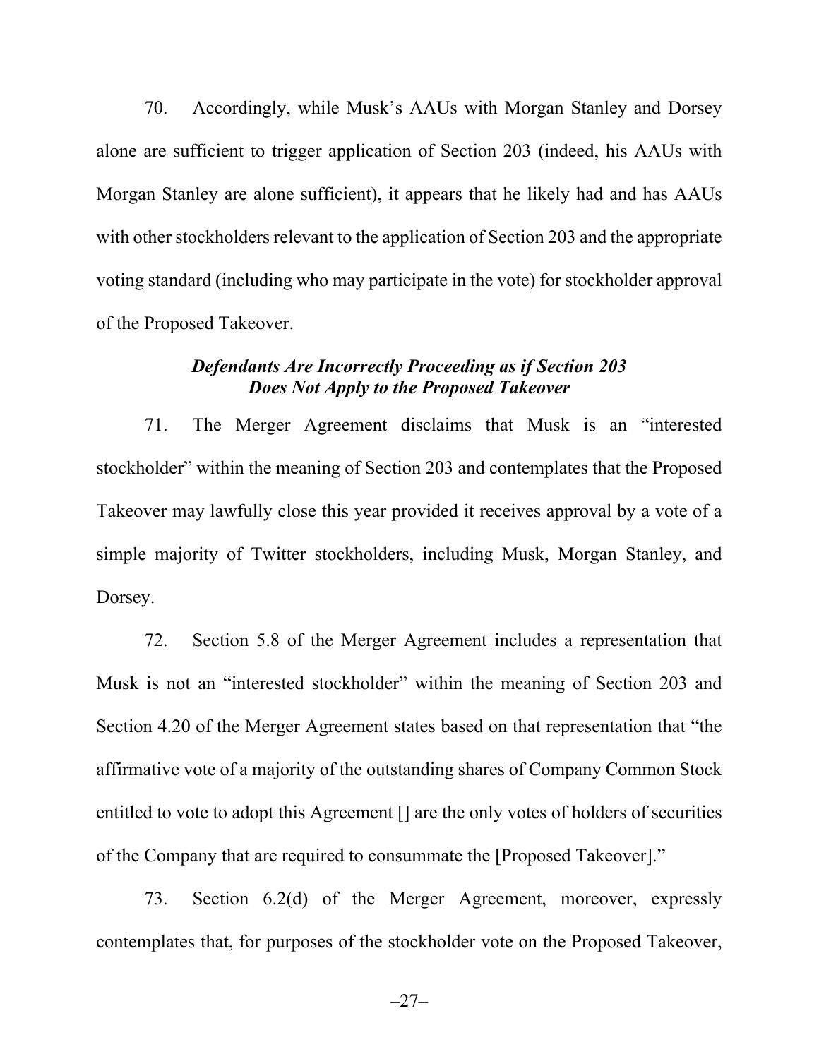70. Accordingly, while Musk's AAUs with Morgan Stanley and Dorsey alone are sufficient to trigger application of Section 203 (indeed, his AAUs with Morgan Stanley are alone sufficient), it appears that he likely had and has AAUs with other stockholders relevant to the application of Section 203 and the appropriate voting standard (including who may participate in the vote) for stockholder approval of the Proposed Takeover.

***Defendants Are Incorrectly Proceeding as if Section 203 Does Not Apply to the Proposed Takeover***

71. The Merger Agreement disclaims that Musk is an "interested stockholder" within the meaning of Section 203 and contemplates that the Proposed Takeover may lawfully close this year provided it receives approval by a vote of a simple majority of Twitter stockholders, including Musk, Morgan Stanley, and Dorsey.

72. Section 5.8 of the Merger Agreement includes a representation that Musk is not an "interested stockholder" within the meaning of Section 203 and Section 4.20 of the Merger Agreement states based on that representation that "the affirmative vote of a majority of the outstanding shares of Company Common Stock entitled to vote to adopt this Agreement [] are the only votes of holders of securities of the Company that are required to consummate the [Proposed Takeover]."

73. Section 6.2(d) of the Merger Agreement, moreover, expressly contemplates that, for purposes of the stockholder vote on the Proposed Takeover,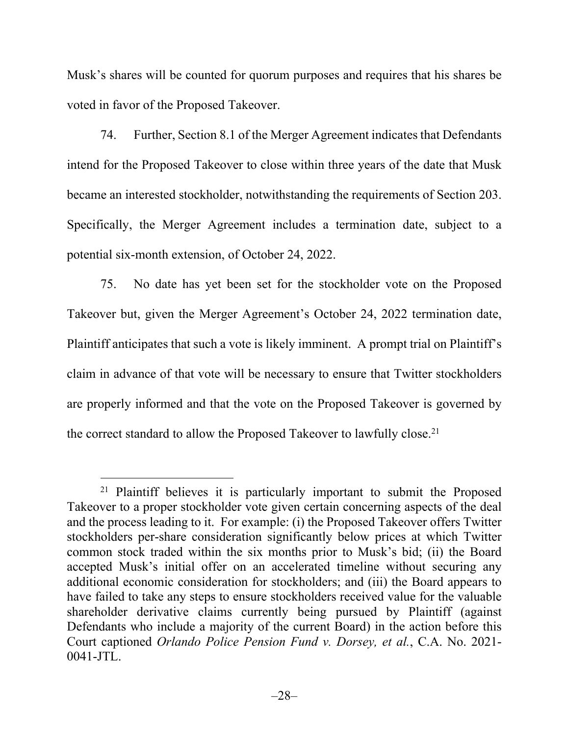Musk's shares will be counted for quorum purposes and requires that his shares be voted in favor of the Proposed Takeover.

74. Further, Section 8.1 of the Merger Agreement indicates that Defendants intend for the Proposed Takeover to close within three years of the date that Musk became an interested stockholder, notwithstanding the requirements of Section 203. Specifically, the Merger Agreement includes a termination date, subject to a potential six-month extension, of October 24, 2022.

75. No date has yet been set for the stockholder vote on the Proposed Takeover but, given the Merger Agreement's October 24, 2022 termination date, Plaintiff anticipates that such a vote is likely imminent. A prompt trial on Plaintiff's claim in advance of that vote will be necessary to ensure that Twitter stockholders are properly informed and that the vote on the Proposed Takeover is governed by the correct standard to allow the Proposed Takeover to lawfully close.[21]

---

[21] Plaintiff believes it is particularly important to submit the Proposed Takeover to a proper stockholder vote given certain concerning aspects of the deal and the process leading to it. For example: (i) the Proposed Takeover offers Twitter stockholders per-share consideration significantly below prices at which Twitter common stock traded within the six months prior to Musk's bid; (ii) the Board accepted Musk's initial offer on an accelerated timeline without securing any additional economic consideration for stockholders; and (iii) the Board appears to have failed to take any steps to ensure stockholders received value for the valuable shareholder derivative claims currently being pursued by Plaintiff (against Defendants who include a majority of the current Board) in the action before this Court captioned *Orlando Police Pension Fund v. Dorsey, et al.*, C.A. No. 2021-0041-JTL.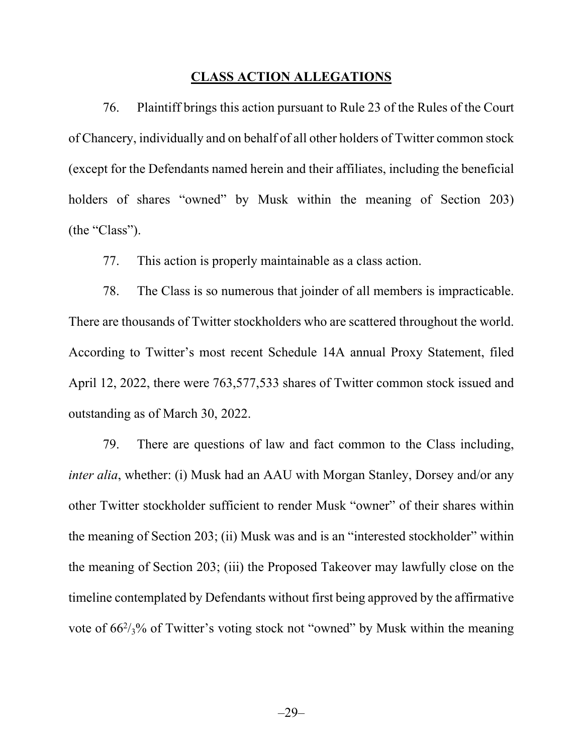## CLASS ACTION ALLEGATIONS

76. Plaintiff brings this action pursuant to Rule 23 of the Rules of the Court of Chancery, individually and on behalf of all other holders of Twitter common stock (except for the Defendants named herein and their affiliates, including the beneficial holders of shares "owned" by Musk within the meaning of Section 203) (the "Class").

77. This action is properly maintainable as a class action.

78. The Class is so numerous that joinder of all members is impracticable. There are thousands of Twitter stockholders who are scattered throughout the world. According to Twitter's most recent Schedule 14A annual Proxy Statement, filed April 12, 2022, there were 763,577,533 shares of Twitter common stock issued and outstanding as of March 30, 2022.

79. There are questions of law and fact common to the Class including, *inter alia*, whether: (i) Musk had an AAU with Morgan Stanley, Dorsey and/or any other Twitter stockholder sufficient to render Musk "owner" of their shares within the meaning of Section 203; (ii) Musk was and is an "interested stockholder" within the meaning of Section 203; (iii) the Proposed Takeover may lawfully close on the timeline contemplated by Defendants without first being approved by the affirmative vote of $66^2/_3$% of Twitter's voting stock not "owned" by Musk within the meaning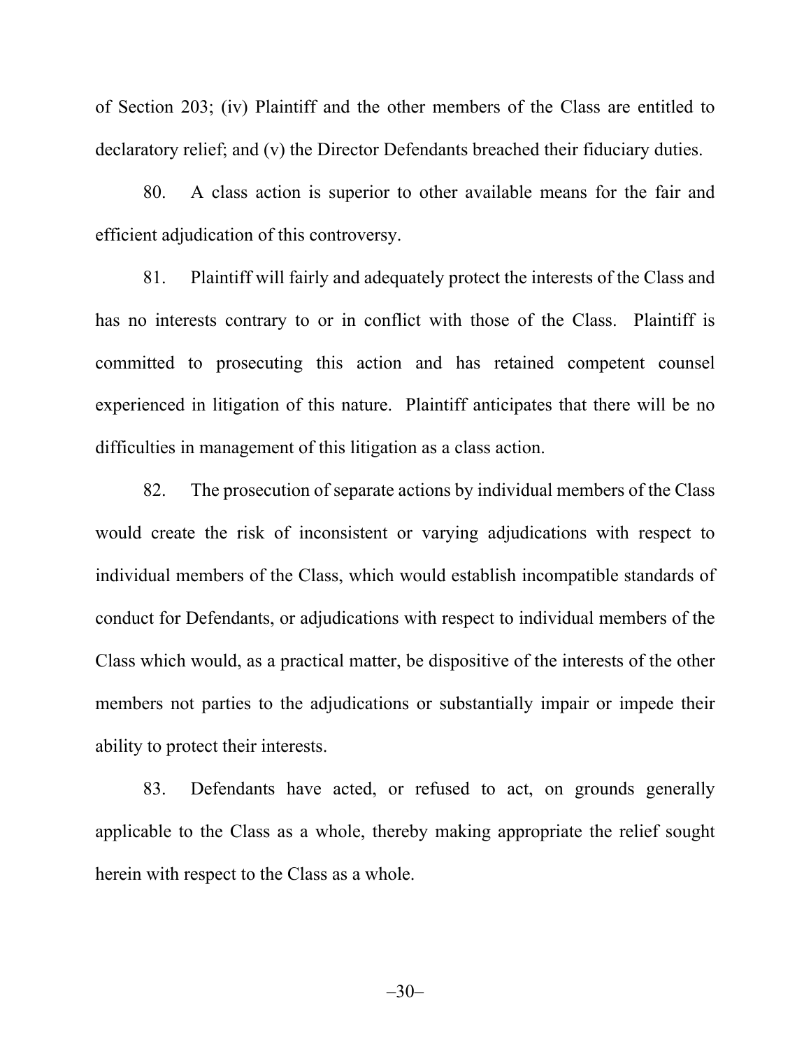of Section 203; (iv) Plaintiff and the other members of the Class are entitled to declaratory relief; and (v) the Director Defendants breached their fiduciary duties.

80. A class action is superior to other available means for the fair and efficient adjudication of this controversy.

81. Plaintiff will fairly and adequately protect the interests of the Class and has no interests contrary to or in conflict with those of the Class. Plaintiff is committed to prosecuting this action and has retained competent counsel experienced in litigation of this nature. Plaintiff anticipates that there will be no difficulties in management of this litigation as a class action.

82. The prosecution of separate actions by individual members of the Class would create the risk of inconsistent or varying adjudications with respect to individual members of the Class, which would establish incompatible standards of conduct for Defendants, or adjudications with respect to individual members of the Class which would, as a practical matter, be dispositive of the interests of the other members not parties to the adjudications or substantially impair or impede their ability to protect their interests.

83. Defendants have acted, or refused to act, on grounds generally applicable to the Class as a whole, thereby making appropriate the relief sought herein with respect to the Class as a whole.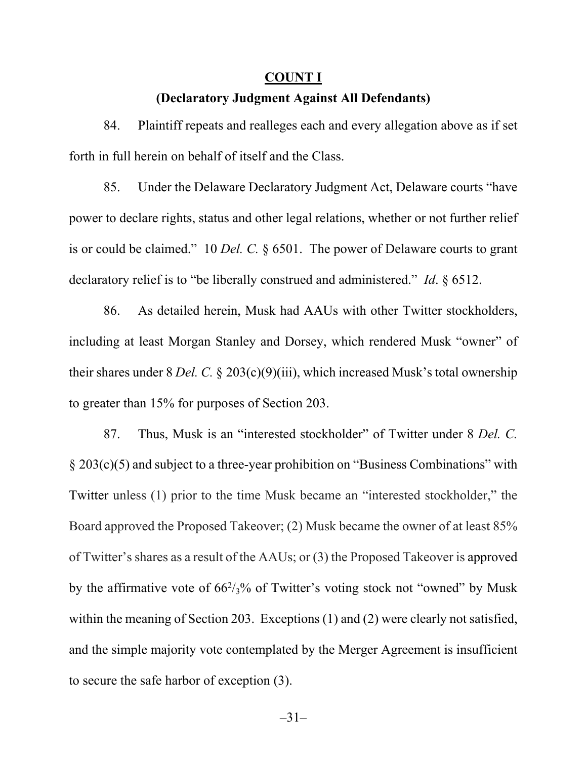## **COUNT I**

### **(Declaratory Judgment Against All Defendants)**

84. Plaintiff repeats and realleges each and every allegation above as if set forth in full herein on behalf of itself and the Class.

85. Under the Delaware Declaratory Judgment Act, Delaware courts "have power to declare rights, status and other legal relations, whether or not further relief is or could be claimed." 10 *Del. C.* § 6501. The power of Delaware courts to grant declaratory relief is to "be liberally construed and administered." *Id*. § 6512.

86. As detailed herein, Musk had AAUs with other Twitter stockholders, including at least Morgan Stanley and Dorsey, which rendered Musk "owner" of their shares under 8 *Del. C.* § 203(c)(9)(iii), which increased Musk's total ownership to greater than 15% for purposes of Section 203.

87. Thus, Musk is an "interested stockholder" of Twitter under 8 *Del. C.* § 203(c)(5) and subject to a three-year prohibition on "Business Combinations" with Twitter unless (1) prior to the time Musk became an "interested stockholder," the Board approved the Proposed Takeover; (2) Musk became the owner of at least 85% of Twitter's shares as a result of the AAUs; or (3) the Proposed Takeover is approved by the affirmative vote of $66^{2}/_{3}$% of Twitter's voting stock not "owned" by Musk within the meaning of Section 203. Exceptions (1) and (2) were clearly not satisfied, and the simple majority vote contemplated by the Merger Agreement is insufficient to secure the safe harbor of exception (3).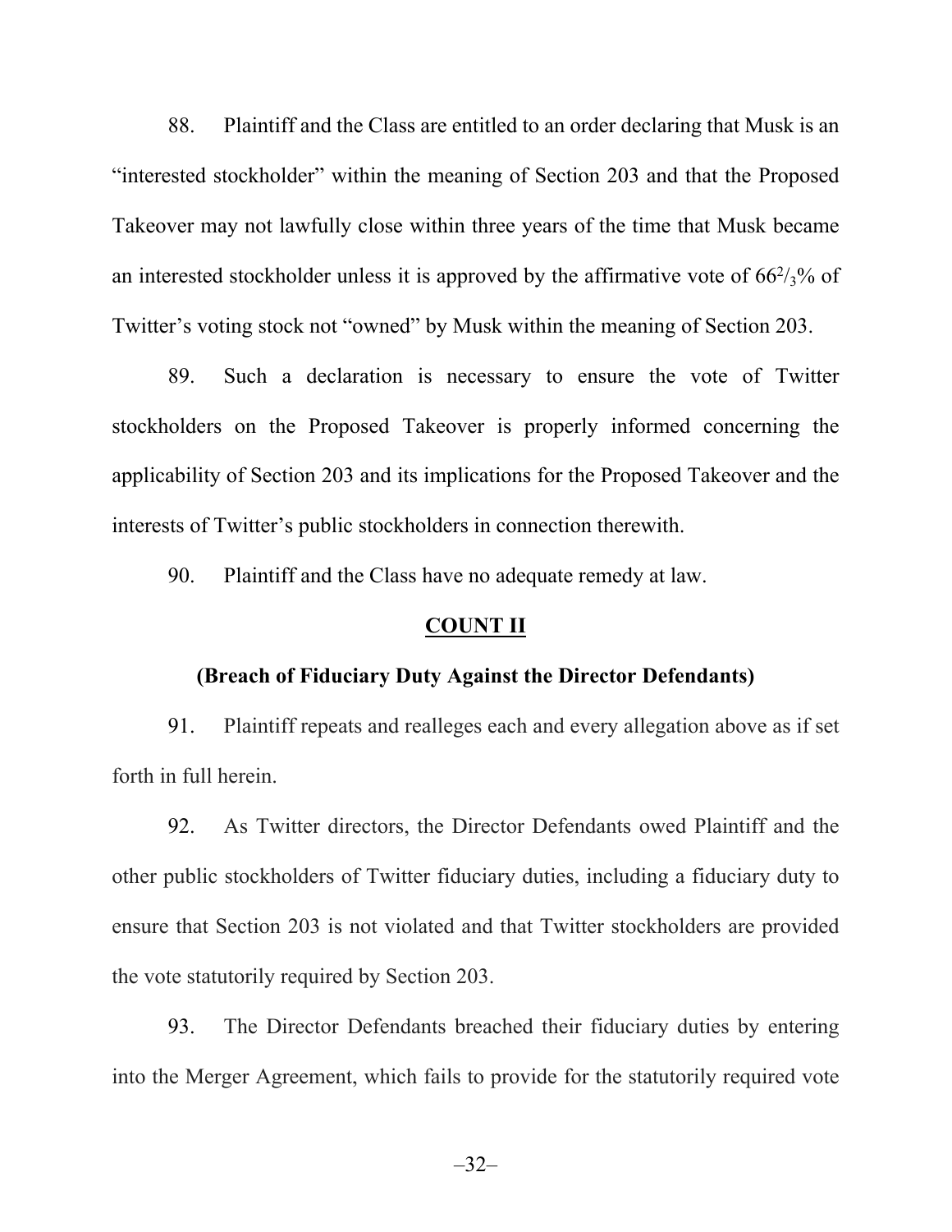88. Plaintiff and the Class are entitled to an order declaring that Musk is an "interested stockholder" within the meaning of Section 203 and that the Proposed Takeover may not lawfully close within three years of the time that Musk became an interested stockholder unless it is approved by the affirmative vote of $66^2/_3$% of Twitter's voting stock not "owned" by Musk within the meaning of Section 203.

89. Such a declaration is necessary to ensure the vote of Twitter stockholders on the Proposed Takeover is properly informed concerning the applicability of Section 203 and its implications for the Proposed Takeover and the interests of Twitter's public stockholders in connection therewith.

90. Plaintiff and the Class have no adequate remedy at law.

## COUNT II

### (Breach of Fiduciary Duty Against the Director Defendants)

91. Plaintiff repeats and realleges each and every allegation above as if set forth in full herein.

92. As Twitter directors, the Director Defendants owed Plaintiff and the other public stockholders of Twitter fiduciary duties, including a fiduciary duty to ensure that Section 203 is not violated and that Twitter stockholders are provided the vote statutorily required by Section 203.

93. The Director Defendants breached their fiduciary duties by entering into the Merger Agreement, which fails to provide for the statutorily required vote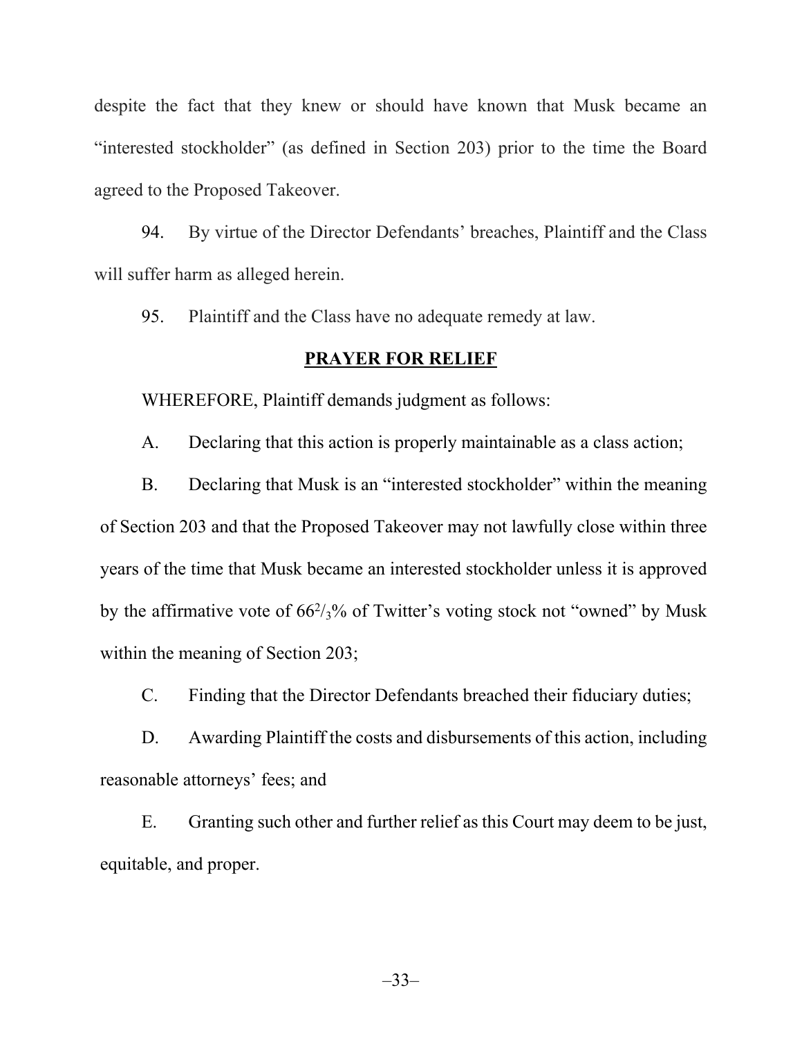despite the fact that they knew or should have known that Musk became an "interested stockholder" (as defined in Section 203) prior to the time the Board agreed to the Proposed Takeover.

94. By virtue of the Director Defendants' breaches, Plaintiff and the Class will suffer harm as alleged herein.

95. Plaintiff and the Class have no adequate remedy at law.

## **PRAYER FOR RELIEF**

WHEREFORE, Plaintiff demands judgment as follows:

A. Declaring that this action is properly maintainable as a class action;

B. Declaring that Musk is an "interested stockholder" within the meaning of Section 203 and that the Proposed Takeover may not lawfully close within three years of the time that Musk became an interested stockholder unless it is approved by the affirmative vote of $66^{2}/_{3}$% of Twitter's voting stock not "owned" by Musk within the meaning of Section 203;

C. Finding that the Director Defendants breached their fiduciary duties;

D. Awarding Plaintiff the costs and disbursements of this action, including reasonable attorneys' fees; and

E. Granting such other and further relief as this Court may deem to be just, equitable, and proper.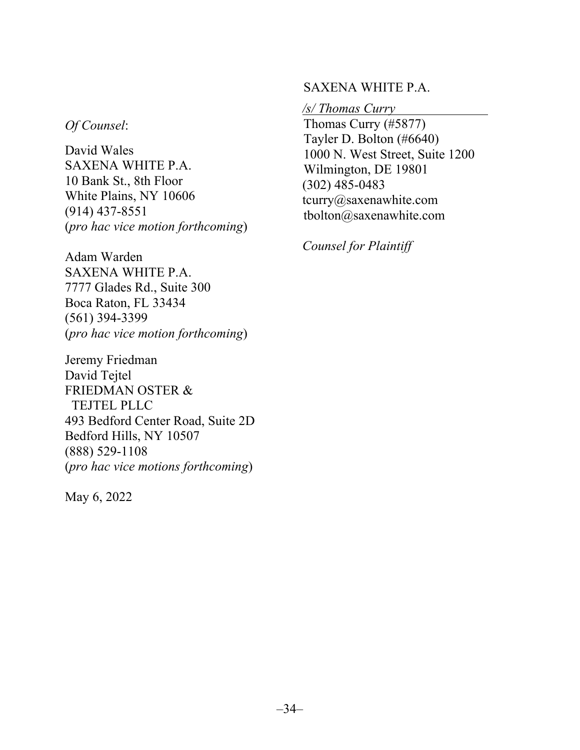SAXENA WHITE P.A.

*/s/ Thomas Curry*
Thomas Curry (#5877)
Tayler D. Bolton (#6640)
1000 N. West Street, Suite 1200
Wilmington, DE 19801
(302) 485-0483
tcurry@saxenawhite.com
tbolton@saxenawhite.com

*Counsel for Plaintiff*

*Of Counsel*:

David Wales
SAXENA WHITE P.A.
10 Bank St., 8th Floor
White Plains, NY 10606
(914) 437-8551
(*pro hac vice motion forthcoming*)

Adam Warden
SAXENA WHITE P.A.
7777 Glades Rd., Suite 300
Boca Raton, FL 33434
(561) 394-3399
(*pro hac vice motion forthcoming*)

Jeremy Friedman
David Tejtel
FRIEDMAN OSTER &
TEJTEL PLLC
493 Bedford Center Road, Suite 2D
Bedford Hills, NY 10507
(888) 529-1108
(*pro hac vice motions forthcoming*)

May 6, 2022